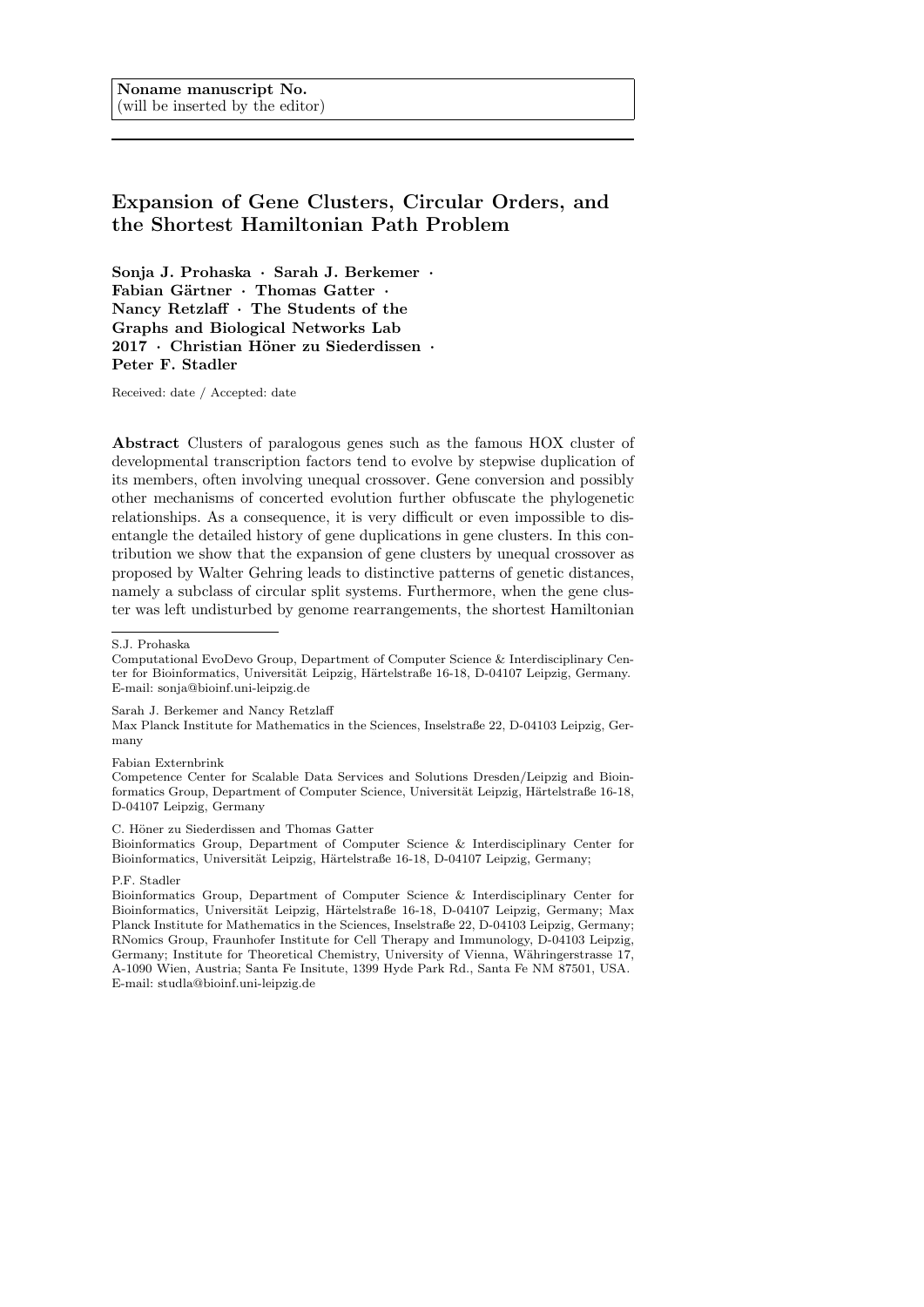**Noname manuscript No.**
(will be inserted by the editor)

# Expansion of Gene Clusters, Circular Orders, and the Shortest Hamiltonian Path Problem

**Sonja J. Prohaska · Sarah J. Berkemer · Fabian Gärtner · Thomas Gatter · Nancy Retzlaff · The Students of the Graphs and Biological Networks Lab 2017 · Christian Höner zu Siederdissen · Peter F. Stadler**

Received: date / Accepted: date

**Abstract** Clusters of paralogous genes such as the famous HOX cluster of developmental transcription factors tend to evolve by stepwise duplication of its members, often involving unequal crossover. Gene conversion and possibly other mechanisms of concerted evolution further obfuscate the phylogenetic relationships. As a consequence, it is very difficult or even impossible to disentangle the detailed history of gene duplications in gene clusters. In this contribution we show that the expansion of gene clusters by unequal crossover as proposed by Walter Gehring leads to distinctive patterns of genetic distances, namely a subclass of circular split systems. Furthermore, when the gene cluster was left undisturbed by genome rearrangements, the shortest Hamiltonian

---

S.J. Prohaska
Computational EvoDevo Group, Department of Computer Science & Interdisciplinary Center for Bioinformatics, Universität Leipzig, Härtelstraße 16-18, D-04107 Leipzig, Germany. E-mail: sonja@bioinf.uni-leipzig.de

Sarah J. Berkemer and Nancy Retzlaff
Max Planck Institute for Mathematics in the Sciences, Inselstraße 22, D-04103 Leipzig, Germany

Fabian Externbrink
Competence Center for Scalable Data Services and Solutions Dresden/Leipzig and Bioinformatics Group, Department of Computer Science, Universität Leipzig, Härtelstraße 16-18, D-04107 Leipzig, Germany

C. Höner zu Siederdissen and Thomas Gatter
Bioinformatics Group, Department of Computer Science & Interdisciplinary Center for Bioinformatics, Universität Leipzig, Härtelstraße 16-18, D-04107 Leipzig, Germany;

P.F. Stadler
Bioinformatics Group, Department of Computer Science & Interdisciplinary Center for Bioinformatics, Universität Leipzig, Härtelstraße 16-18, D-04107 Leipzig, Germany; Max Planck Institute for Mathematics in the Sciences, Inselstraße 22, D-04103 Leipzig, Germany; RNomics Group, Fraunhofer Institute for Cell Therapy and Immunology, D-04103 Leipzig, Germany; Institute for Theoretical Chemistry, University of Vienna, Währingerstrasse 17, A-1090 Wien, Austria; Santa Fe Insitute, 1399 Hyde Park Rd., Santa Fe NM 87501, USA. E-mail: studla@bioinf.uni-leipzig.de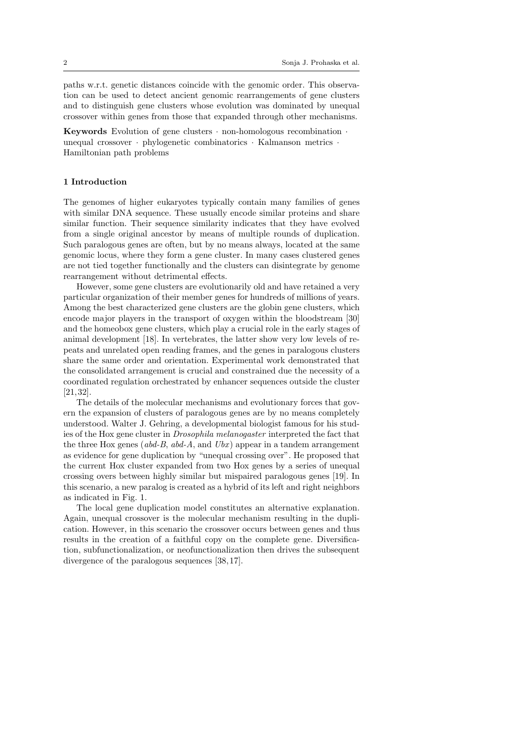paths w.r.t. genetic distances coincide with the genomic order. This observation can be used to detect ancient genomic rearrangements of gene clusters and to distinguish gene clusters whose evolution was dominated by unequal crossover within genes from those that expanded through other mechanisms.

**Keywords** Evolution of gene clusters · non-homologous recombination · unequal crossover · phylogenetic combinatorics · Kalmanson metrics · Hamiltonian path problems

## 1 Introduction

The genomes of higher eukaryotes typically contain many families of genes with similar DNA sequence. These usually encode similar proteins and share similar function. Their sequence similarity indicates that they have evolved from a single original ancestor by means of multiple rounds of duplication. Such paralogous genes are often, but by no means always, located at the same genomic locus, where they form a gene cluster. In many cases clustered genes are not tied together functionally and the clusters can disintegrate by genome rearrangement without detrimental effects.

However, some gene clusters are evolutionarily old and have retained a very particular organization of their member genes for hundreds of millions of years. Among the best characterized gene clusters are the globin gene clusters, which encode major players in the transport of oxygen within the bloodstream [30] and the homeobox gene clusters, which play a crucial role in the early stages of animal development [18]. In vertebrates, the latter show very low levels of repeats and unrelated open reading frames, and the genes in paralogous clusters share the same order and orientation. Experimental work demonstrated that the consolidated arrangement is crucial and constrained due the necessity of a coordinated regulation orchestrated by enhancer sequences outside the cluster [21,32].

The details of the molecular mechanisms and evolutionary forces that govern the expansion of clusters of paralogous genes are by no means completely understood. Walter J. Gehring, a developmental biologist famous for his studies of the Hox gene cluster in *Drosophila melanogaster* interpreted the fact that the three Hox genes (*abd-B*, *abd-A*, and *Ubx*) appear in a tandem arrangement as evidence for gene duplication by "unequal crossing over". He proposed that the current Hox cluster expanded from two Hox genes by a series of unequal crossing overs between highly similar but mispaired paralogous genes [19]. In this scenario, a new paralog is created as a hybrid of its left and right neighbors as indicated in Fig. 1.

The local gene duplication model constitutes an alternative explanation. Again, unequal crossover is the molecular mechanism resulting in the duplication. However, in this scenario the crossover occurs between genes and thus results in the creation of a faithful copy on the complete gene. Diversification, subfunctionalization, or neofunctionalization then drives the subsequent divergence of the paralogous sequences [38,17].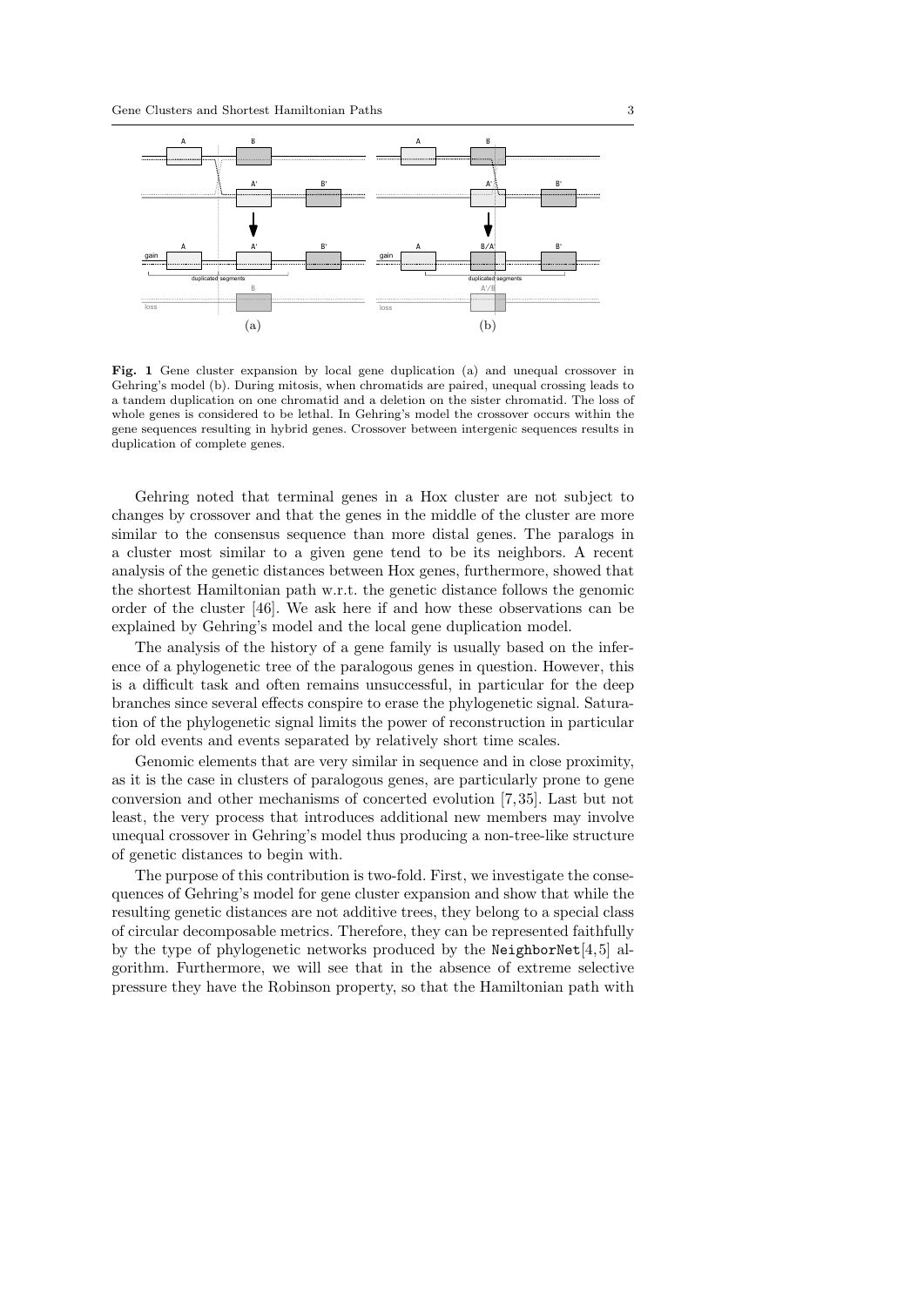**Fig. 1** Gene cluster expansion by local gene duplication (a) and unequal crossover in Gehring's model (b). During mitosis, when chromatids are paired, unequal crossing leads to a tandem duplication on one chromatid and a deletion on the sister chromatid. The loss of whole genes is considered to be lethal. In Gehring's model the crossover occurs within the gene sequences resulting in hybrid genes. Crossover between intergenic sequences results in duplication of complete genes.

Gehring noted that terminal genes in a Hox cluster are not subject to changes by crossover and that the genes in the middle of the cluster are more similar to the consensus sequence than more distal genes. The paralogs in a cluster most similar to a given gene tend to be its neighbors. A recent analysis of the genetic distances between Hox genes, furthermore, showed that the shortest Hamiltonian path w.r.t. the genetic distance follows the genomic order of the cluster [46]. We ask here if and how these observations can be explained by Gehring's model and the local gene duplication model.

The analysis of the history of a gene family is usually based on the inference of a phylogenetic tree of the paralogous genes in question. However, this is a difficult task and often remains unsuccessful, in particular for the deep branches since several effects conspire to erase the phylogenetic signal. Saturation of the phylogenetic signal limits the power of reconstruction in particular for old events and events separated by relatively short time scales.

Genomic elements that are very similar in sequence and in close proximity, as it is the case in clusters of paralogous genes, are particularly prone to gene conversion and other mechanisms of concerted evolution [7,35]. Last but not least, the very process that introduces additional new members may involve unequal crossover in Gehring's model thus producing a non-tree-like structure of genetic distances to begin with.

The purpose of this contribution is two-fold. First, we investigate the consequences of Gehring's model for gene cluster expansion and show that while the resulting genetic distances are not additive trees, they belong to a special class of circular decomposable metrics. Therefore, they can be represented faithfully by the type of phylogenetic networks produced by the `NeighborNet`[4,5] algorithm. Furthermore, we will see that in the absence of extreme selective pressure they have the Robinson property, so that the Hamiltonian path with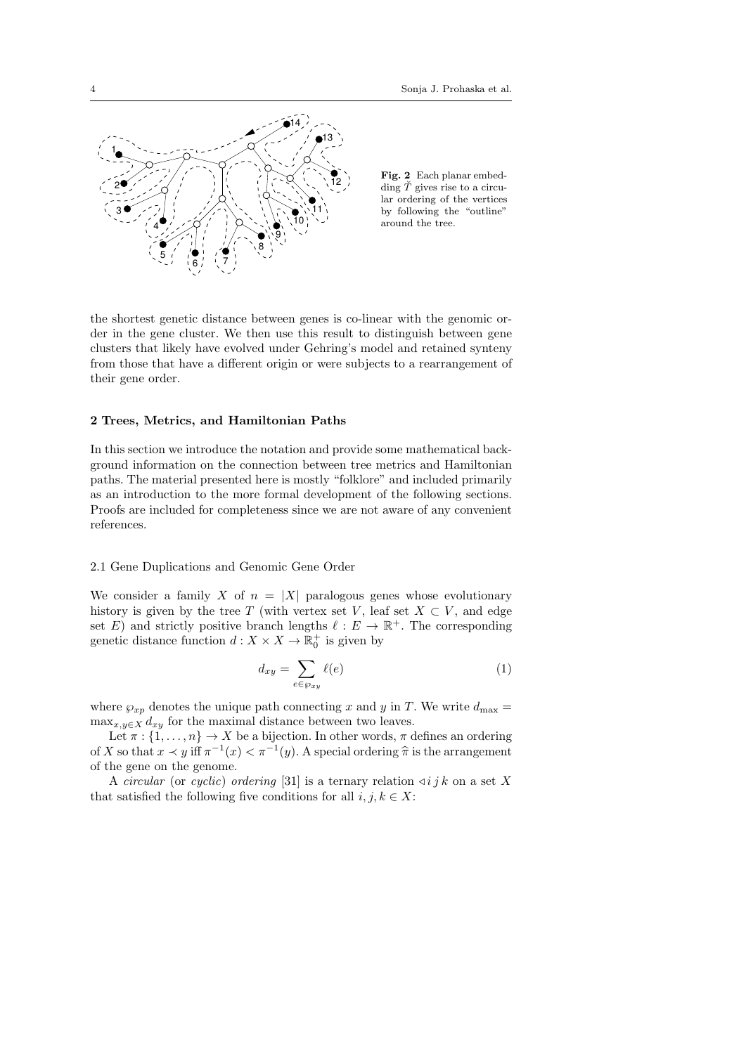Fig. 2 Each planar embedding $\check{T}$ gives rise to a circular ordering of the vertices by following the "outline" around the tree.

the shortest genetic distance between genes is co-linear with the genomic order in the gene cluster. We then use this result to distinguish between gene clusters that likely have evolved under Gehring's model and retained synteny from those that have a different origin or were subjects to a rearrangement of their gene order.

## 2 Trees, Metrics, and Hamiltonian Paths

In this section we introduce the notation and provide some mathematical background information on the connection between tree metrics and Hamiltonian paths. The material presented here is mostly "folklore" and included primarily as an introduction to the more formal development of the following sections. Proofs are included for completeness since we are not aware of any convenient references.

### 2.1 Gene Duplications and Genomic Gene Order

We consider a family $X$ of $n = |X|$ paralogous genes whose evolutionary history is given by the tree $T$ (with vertex set $V$, leaf set $X \subset V$, and edge set $E$) and strictly positive branch lengths $\ell : E \to \mathbb{R}^+$. The corresponding genetic distance function $d : X \times X \to \mathbb{R}_0^+$ is given by

$$d_{xy} = \sum_{e \in \wp_{xy}} \ell(e) \tag{1}$$

where $\wp_{xp}$ denotes the unique path connecting $x$ and $y$ in $T$. We write $d_{\max} = \max_{x,y \in X} d_{xy}$ for the maximal distance between two leaves.

Let $\pi : \{1, \ldots, n\} \to X$ be a bijection. In other words, $\pi$ defines an ordering of $X$ so that $x \prec y$ iff $\pi^{-1}(x) < \pi^{-1}(y)$. A special ordering $\widehat{\pi}$ is the arrangement of the gene on the genome.

A *circular* (or *cyclic*) *ordering* [31] is a ternary relation $\lhd i\, j\, k$ on a set $X$ that satisfied the following five conditions for all $i, j, k \in X$: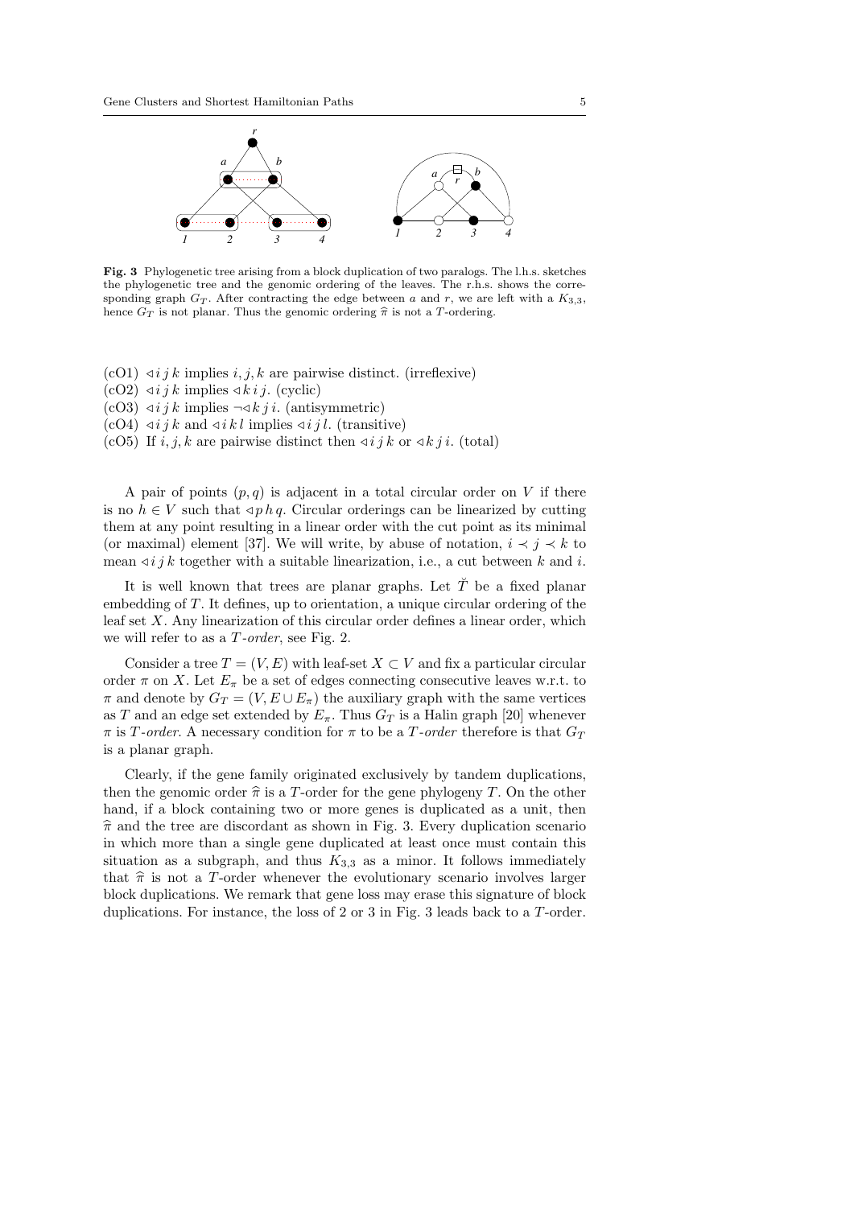**Fig. 3** Phylogenetic tree arising from a block duplication of two paralogs. The l.h.s. sketches the phylogenetic tree and the genomic ordering of the leaves. The r.h.s. shows the corresponding graph $G_T$. After contracting the edge between $a$ and $r$, we are left with a $K_{3,3}$, hence $G_T$ is not planar. Thus the genomic ordering $\widehat{\pi}$ is not a $T$-ordering.

(cO1) $\lhd i\,j\,k$ implies $i, j, k$ are pairwise distinct. (irreflexive)
(cO2) $\lhd i\,j\,k$ implies $\lhd k\,i\,j$. (cyclic)
(cO3) $\lhd i\,j\,k$ implies $\neg\lhd k\,j\,i$. (antisymmetric)
(cO4) $\lhd i\,j\,k$ and $\lhd i\,k\,l$ implies $\lhd i\,j\,l$. (transitive)
(cO5) If $i, j, k$ are pairwise distinct then $\lhd i\,j\,k$ or $\lhd k\,j\,i$. (total)

A pair of points $(p, q)$ is adjacent in a total circular order on $V$ if there is no $h \in V$ such that $\lhd p\,h\,q$. Circular orderings can be linearized by cutting them at any point resulting in a linear order with the cut point as its minimal (or maximal) element [37]. We will write, by abuse of notation, $i \prec j \prec k$ to mean $\lhd i\,j\,k$ together with a suitable linearization, i.e., a cut between $k$ and $i$.

It is well known that trees are planar graphs. Let $\breve{T}$ be a fixed planar embedding of $T$. It defines, up to orientation, a unique circular ordering of the leaf set $X$. Any linearization of this circular order defines a linear order, which we will refer to as a *$T$-order*, see Fig. 2.

Consider a tree $T = (V, E)$ with leaf-set $X \subset V$ and fix a particular circular order $\pi$ on $X$. Let $E_\pi$ be a set of edges connecting consecutive leaves w.r.t. to $\pi$ and denote by $G_T = (V, E \cup E_\pi)$ the auxiliary graph with the same vertices as $T$ and an edge set extended by $E_\pi$. Thus $G_T$ is a Halin graph [20] whenever $\pi$ is *$T$-order*. A necessary condition for $\pi$ to be a *$T$-order* therefore is that $G_T$ is a planar graph.

Clearly, if the gene family originated exclusively by tandem duplications, then the genomic order $\widehat{\pi}$ is a $T$-order for the gene phylogeny $T$. On the other hand, if a block containing two or more genes is duplicated as a unit, then $\widehat{\pi}$ and the tree are discordant as shown in Fig. 3. Every duplication scenario in which more than a single gene duplicated at least once must contain this situation as a subgraph, and thus $K_{3,3}$ as a minor. It follows immediately that $\widehat{\pi}$ is not a $T$-order whenever the evolutionary scenario involves larger block duplications. We remark that gene loss may erase this signature of block duplications. For instance, the loss of 2 or 3 in Fig. 3 leads back to a $T$-order.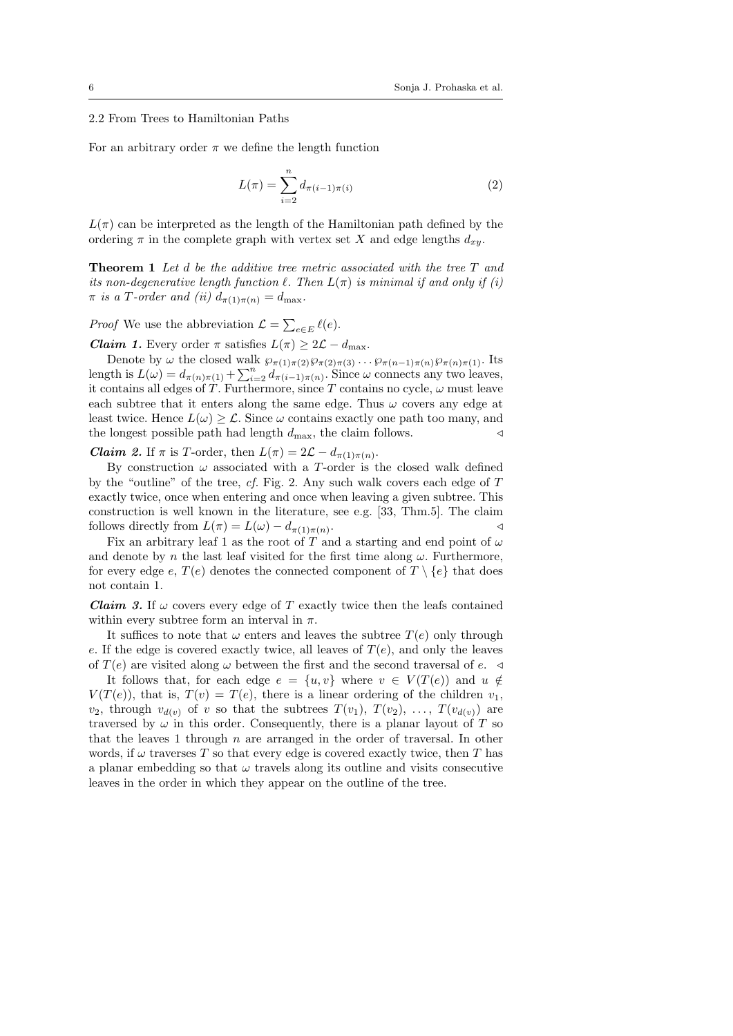### 2.2 From Trees to Hamiltonian Paths

For an arbitrary order $\pi$ we define the length function

$$L(\pi) = \sum_{i=2}^{n} d_{\pi(i-1)\pi(i)} \tag{2}$$

$L(\pi)$ can be interpreted as the length of the Hamiltonian path defined by the ordering $\pi$ in the complete graph with vertex set $X$ and edge lengths $d_{xy}$.

**Theorem 1** *Let $d$ be the additive tree metric associated with the tree $T$ and its non-degenerative length function $\ell$. Then $L(\pi)$ is minimal if and only if (i) $\pi$ is a $T$-order and (ii) $d_{\pi(1)\pi(n)} = d_{\max}$.*

*Proof* We use the abbreviation $\mathcal{L} = \sum_{e \in E} \ell(e)$.

***Claim 1.*** Every order $\pi$ satisfies $L(\pi) \geq 2\mathcal{L} - d_{\max}$.

Denote by $\omega$ the closed walk $\wp_{\pi(1)\pi(2)}\wp_{\pi(2)\pi(3)} \cdots \wp_{\pi(n-1)\pi(n)}\wp_{\pi(n)\pi(1)}$. Its length is $L(\omega) = d_{\pi(n)\pi(1)} + \sum_{i=2}^{n} d_{\pi(i-1)\pi(n)}$. Since $\omega$ connects any two leaves, it contains all edges of $T$. Furthermore, since $T$ contains no cycle, $\omega$ must leave each subtree that it enters along the same edge. Thus $\omega$ covers any edge at least twice. Hence $L(\omega) \geq \mathcal{L}$. Since $\omega$ contains exactly one path too many, and the longest possible path had length $d_{\max}$, the claim follows. $\triangleleft$

***Claim 2.*** If $\pi$ is $T$-order, then $L(\pi) = 2\mathcal{L} - d_{\pi(1)\pi(n)}$.

By construction $\omega$ associated with a $T$-order is the closed walk defined by the "outline" of the tree, *cf.* Fig. 2. Any such walk covers each edge of $T$ exactly twice, once when entering and once when leaving a given subtree. This construction is well known in the literature, see e.g. [33, Thm.5]. The claim follows directly from $L(\pi) = L(\omega) - d_{\pi(1)\pi(n)}$. $\triangleleft$

Fix an arbitrary leaf 1 as the root of $T$ and a starting and end point of $\omega$ and denote by $n$ the last leaf visited for the first time along $\omega$. Furthermore, for every edge $e$, $T(e)$ denotes the connected component of $T \setminus \{e\}$ that does not contain 1.

***Claim 3.*** If $\omega$ covers every edge of $T$ exactly twice then the leafs contained within every subtree form an interval in $\pi$.

It suffices to note that $\omega$ enters and leaves the subtree $T(e)$ only through $e$. If the edge is covered exactly twice, all leaves of $T(e)$, and only the leaves of $T(e)$ are visited along $\omega$ between the first and the second traversal of $e$. $\triangleleft$

It follows that, for each edge $e = \{u, v\}$ where $v \in V(T(e))$ and $u \notin V(T(e))$, that is, $T(v) = T(e)$, there is a linear ordering of the children $v_1$, $v_2$, through $v_{d(v)}$ of $v$ so that the subtrees $T(v_1)$, $T(v_2)$, $\ldots$, $T(v_{d(v)})$ are traversed by $\omega$ in this order. Consequently, there is a planar layout of $T$ so that the leaves 1 through $n$ are arranged in the order of traversal. In other words, if $\omega$ traverses $T$ so that every edge is covered exactly twice, then $T$ has a planar embedding so that $\omega$ travels along its outline and visits consecutive leaves in the order in which they appear on the outline of the tree.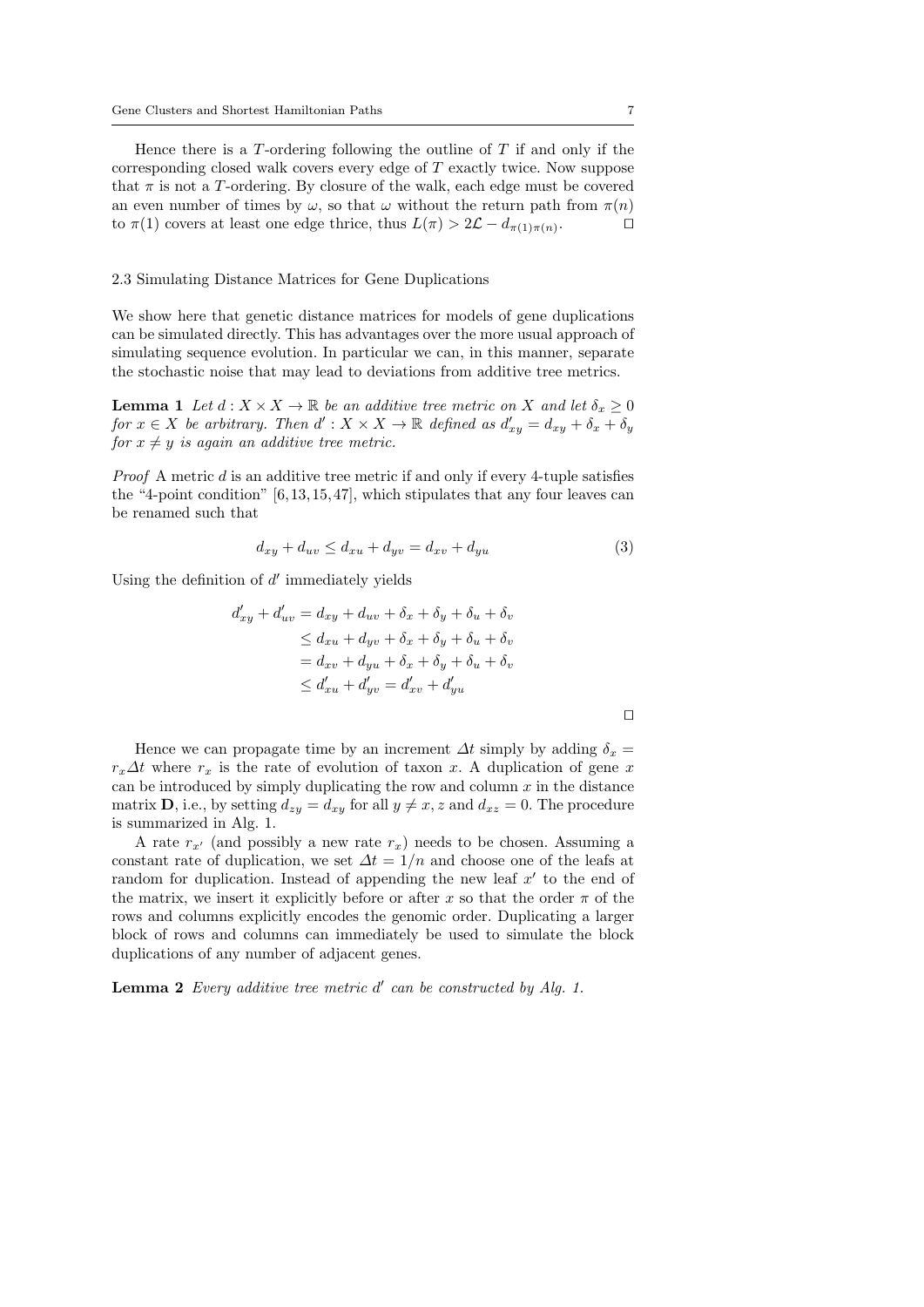Hence there is a $T$-ordering following the outline of $T$ if and only if the corresponding closed walk covers every edge of $T$ exactly twice. Now suppose that $\pi$ is not a $T$-ordering. By closure of the walk, each edge must be covered an even number of times by $\omega$, so that $\omega$ without the return path from $\pi(n)$ to $\pi(1)$ covers at least one edge thrice, thus $L(\pi) > 2\mathcal{L} - d_{\pi(1)\pi(n)}$. □

### 2.3 Simulating Distance Matrices for Gene Duplications

We show here that genetic distance matrices for models of gene duplications can be simulated directly. This has advantages over the more usual approach of simulating sequence evolution. In particular we can, in this manner, separate the stochastic noise that may lead to deviations from additive tree metrics.

**Lemma 1** *Let $d : X \times X \to \mathbb{R}$ be an additive tree metric on $X$ and let $\delta_x \geq 0$ for $x \in X$ be arbitrary. Then $d' : X \times X \to \mathbb{R}$ defined as $d'_{xy} = d_{xy} + \delta_x + \delta_y$ for $x \neq y$ is again an additive tree metric.*

*Proof* A metric $d$ is an additive tree metric if and only if every 4-tuple satisfies the "4-point condition" [6,13,15,47], which stipulates that any four leaves can be renamed such that

$$d_{xy} + d_{uv} \leq d_{xu} + d_{yv} = d_{xv} + d_{yu} \tag{3}$$

Using the definition of $d'$ immediately yields

$$\begin{aligned}
d'_{xy} + d'_{uv} &= d_{xy} + d_{uv} + \delta_x + \delta_y + \delta_u + \delta_v \\
&\leq d_{xu} + d_{yv} + \delta_x + \delta_y + \delta_u + \delta_v \\
&= d_{xv} + d_{yu} + \delta_x + \delta_y + \delta_u + \delta_v \\
&\leq d'_{xu} + d'_{yv} = d'_{xv} + d'_{yu}
\end{aligned}$$

□

Hence we can propagate time by an increment $\Delta t$ simply by adding $\delta_x = r_x \Delta t$ where $r_x$ is the rate of evolution of taxon $x$. A duplication of gene $x$ can be introduced by simply duplicating the row and column $x$ in the distance matrix $\mathbf{D}$, i.e., by setting $d_{zy} = d_{xy}$ for all $y \neq x, z$ and $d_{xz} = 0$. The procedure is summarized in Alg. 1.

A rate $r_{x'}$ (and possibly a new rate $r_x$) needs to be chosen. Assuming a constant rate of duplication, we set $\Delta t = 1/n$ and choose one of the leafs at random for duplication. Instead of appending the new leaf $x'$ to the end of the matrix, we insert it explicitly before or after $x$ so that the order $\pi$ of the rows and columns explicitly encodes the genomic order. Duplicating a larger block of rows and columns can immediately be used to simulate the block duplications of any number of adjacent genes.

**Lemma 2** *Every additive tree metric $d'$ can be constructed by Alg. 1.*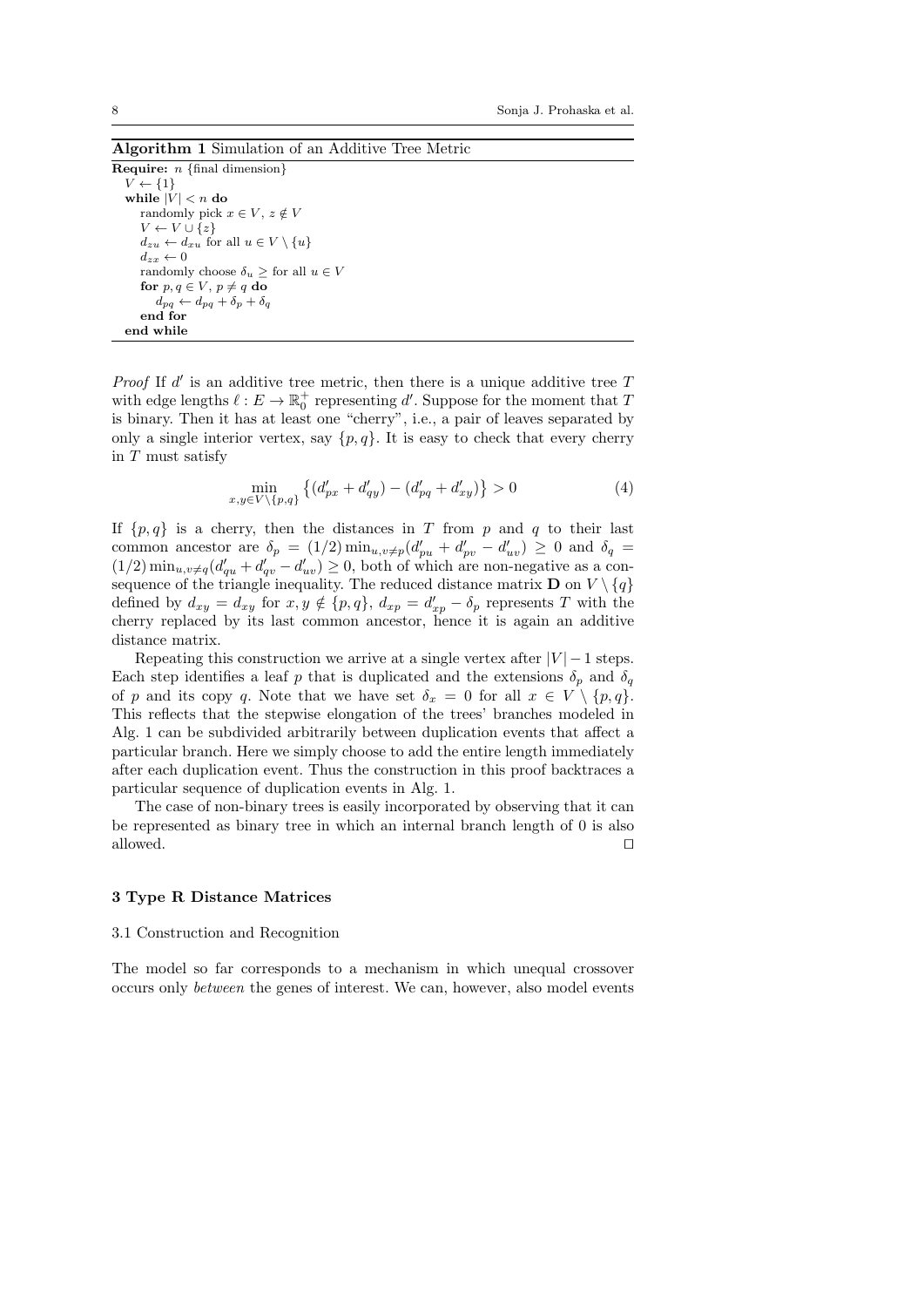**Algorithm 1** Simulation of an Additive Tree Metric

```
Require: n {final dimension}
  V ← {1}
  while |V| < n do
    randomly pick x ∈ V, z ∉ V
    V ← V ∪ {z}
    d_zu ← d_xu for all u ∈ V \ {u}
    d_zx ← 0
    randomly choose δ_u ≥ for all u ∈ V
    for p, q ∈ V, p ≠ q do
      d_pq ← d_pq + δ_p + δ_q
    end for
  end while
```

*Proof* If $d'$ is an additive tree metric, then there is a unique additive tree $T$ with edge lengths $\ell : E \to \mathbb{R}_0^+$ representing $d'$. Suppose for the moment that $T$ is binary. Then it has at least one "cherry", i.e., a pair of leaves separated by only a single interior vertex, say $\{p, q\}$. It is easy to check that every cherry in $T$ must satisfy

$$\min_{x,y \in V \setminus \{p,q\}} \left\{ (d'_{px} + d'_{qy}) - (d'_{pq} + d'_{xy}) \right\} > 0 \tag{4}$$

If $\{p, q\}$ is a cherry, then the distances in $T$ from $p$ and $q$ to their last common ancestor are $\delta_p = (1/2) \min_{u,v \neq p} (d'_{pu} + d'_{pv} - d'_{uv}) \geq 0$ and $\delta_q = (1/2) \min_{u,v \neq q} (d'_{qu} + d'_{qv} - d'_{uv}) \geq 0$, both of which are non-negative as a consequence of the triangle inequality. The reduced distance matrix $\mathbf{D}$ on $V \setminus \{q\}$ defined by $d_{xy} = d_{xy}$ for $x, y \notin \{p, q\}$, $d_{xp} = d'_{xp} - \delta_p$ represents $T$ with the cherry replaced by its last common ancestor, hence it is again an additive distance matrix.

Repeating this construction we arrive at a single vertex after $|V| - 1$ steps. Each step identifies a leaf $p$ that is duplicated and the extensions $\delta_p$ and $\delta_q$ of $p$ and its copy $q$. Note that we have set $\delta_x = 0$ for all $x \in V \setminus \{p, q\}$. This reflects that the stepwise elongation of the trees' branches modeled in Alg. 1 can be subdivided arbitrarily between duplication events that affect a particular branch. Here we simply choose to add the entire length immediately after each duplication event. Thus the construction in this proof backtraces a particular sequence of duplication events in Alg. 1.

The case of non-binary trees is easily incorporated by observing that it can be represented as binary tree in which an internal branch length of 0 is also allowed. □

## 3 Type R Distance Matrices

### 3.1 Construction and Recognition

The model so far corresponds to a mechanism in which unequal crossover occurs only *between* the genes of interest. We can, however, also model events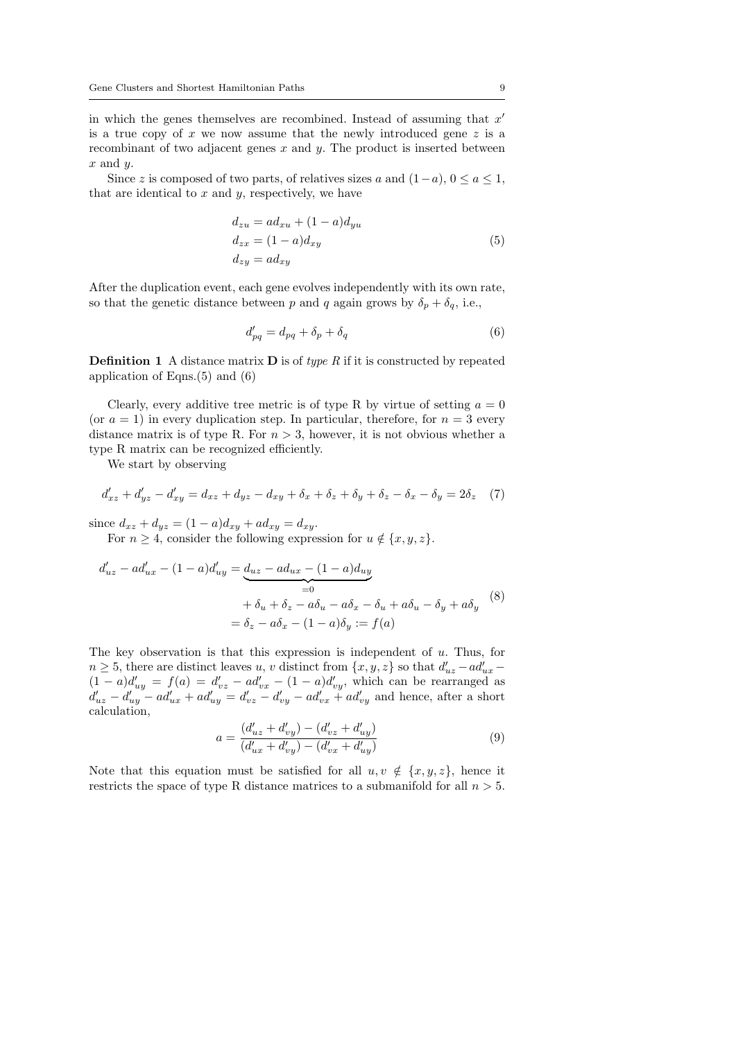in which the genes themselves are recombined. Instead of assuming that $x'$ is a true copy of $x$ we now assume that the newly introduced gene $z$ is a recombinant of two adjacent genes $x$ and $y$. The product is inserted between $x$ and $y$.

Since $z$ is composed of two parts, of relatives sizes $a$ and $(1-a)$, $0 \le a \le 1$, that are identical to $x$ and $y$, respectively, we have

$$\begin{aligned}
d_{zu} &= a d_{xu} + (1-a) d_{yu} \\
d_{zx} &= (1-a) d_{xy} \\
d_{zy} &= a d_{xy}
\end{aligned} \tag{5}$$

After the duplication event, each gene evolves independently with its own rate, so that the genetic distance between $p$ and $q$ again grows by $\delta_p + \delta_q$, i.e.,

$$d'_{pq} = d_{pq} + \delta_p + \delta_q \tag{6}$$

**Definition 1** A distance matrix $\mathbf{D}$ is of *type R* if it is constructed by repeated application of Eqns.(5) and (6)

Clearly, every additive tree metric is of type R by virtue of setting $a = 0$ (or $a = 1$) in every duplication step. In particular, therefore, for $n = 3$ every distance matrix is of type R. For $n > 3$, however, it is not obvious whether a type R matrix can be recognized efficiently.

We start by observing

$$d'_{xz} + d'_{yz} - d'_{xy} = d_{xz} + d_{yz} - d_{xy} + \delta_x + \delta_z + \delta_y + \delta_z - \delta_x - \delta_y = 2\delta_z \tag{7}$$

since $d_{xz} + d_{yz} = (1-a)d_{xy} + a d_{xy} = d_{xy}$.

For $n \ge 4$, consider the following expression for $u \notin \{x, y, z\}$.

$$\begin{aligned}
d'_{uz} - a d'_{ux} - (1-a) d'_{uy} &= \underbrace{d_{uz} - a d_{ux} - (1-a) d_{uy}}_{=0} \\
&\quad + \delta_u + \delta_z - a\delta_u - a\delta_x - \delta_u + a\delta_u - \delta_y + a\delta_y \\
&= \delta_z - a\delta_x - (1-a)\delta_y := f(a)
\end{aligned} \tag{8}$$

The key observation is that this expression is independent of $u$. Thus, for $n \ge 5$, there are distinct leaves $u$, $v$ distinct from $\{x, y, z\}$ so that $d'_{uz} - a d'_{ux} - (1-a) d'_{uy} = f(a) = d'_{vz} - a d'_{vx} - (1-a) d'_{vy}$, which can be rearranged as $d'_{uz} - d'_{uy} - a d'_{ux} + a d'_{uy} = d'_{vz} - d'_{vy} - a d'_{vx} + a d'_{vy}$ and hence, after a short calculation,

$$a = \frac{(d'_{uz} + d'_{vy}) - (d'_{vz} + d'_{uy})}{(d'_{ux} + d'_{vy}) - (d'_{vx} + d'_{uy})} \tag{9}$$

Note that this equation must be satisfied for all $u, v \notin \{x, y, z\}$, hence it restricts the space of type R distance matrices to a submanifold for all $n > 5$.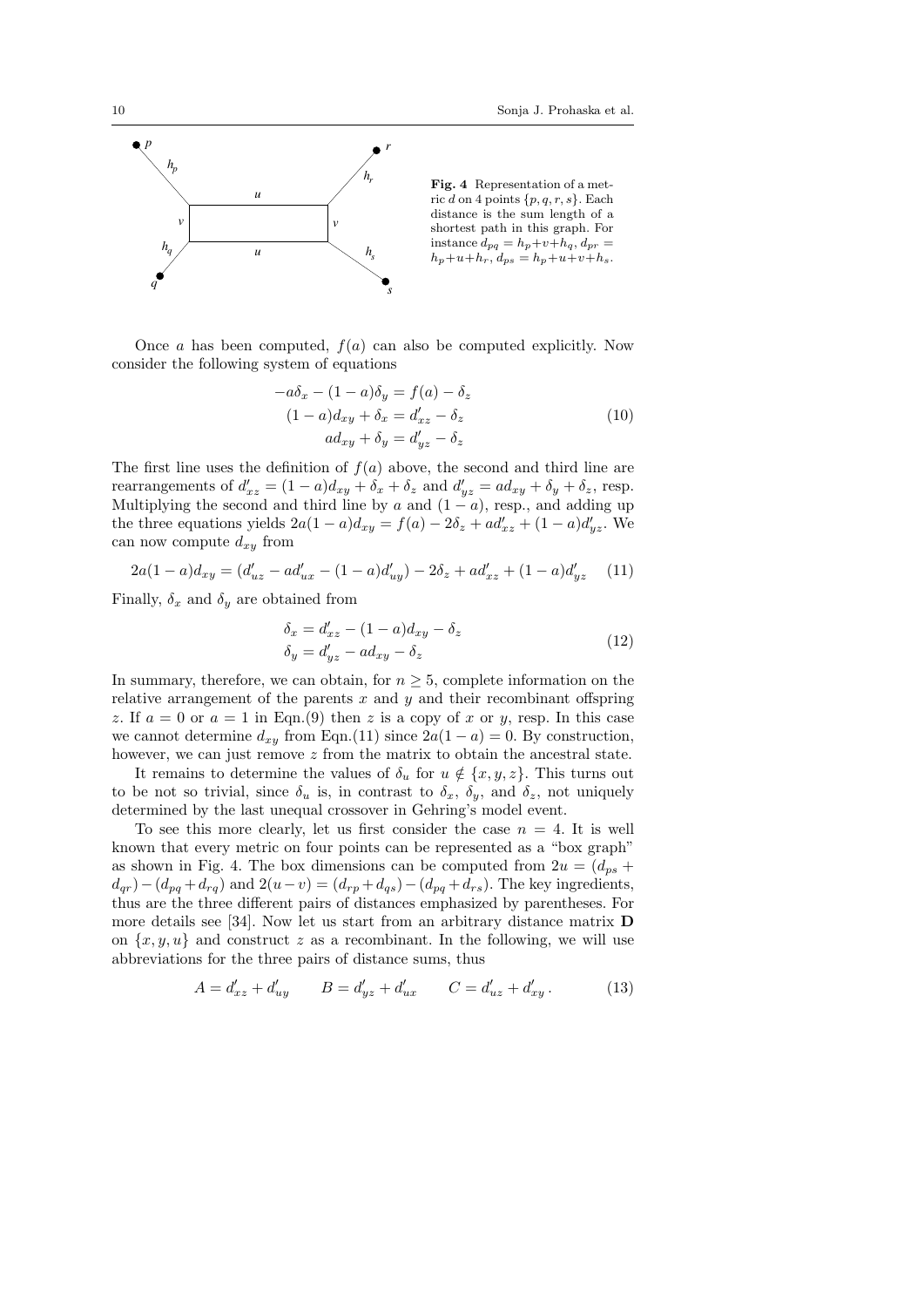Fig. 4 Representation of a metric $d$ on 4 points $\{p,q,r,s\}$. Each distance is the sum length of a shortest path in this graph. For instance $d_{pq} = h_p+v+h_q$, $d_{pr} = h_p+u+h_r$, $d_{ps} = h_p+u+v+h_s$.

Once $a$ has been computed, $f(a)$ can also be computed explicitly. Now consider the following system of equations

$$
\begin{aligned}
-a\delta_x - (1-a)\delta_y &= f(a) - \delta_z \\
(1-a)d_{xy} + \delta_x &= d'_{xz} - \delta_z \\
ad_{xy} + \delta_y &= d'_{yz} - \delta_z
\end{aligned}
\tag{10}
$$

The first line uses the definition of $f(a)$ above, the second and third line are rearrangements of $d'_{xz} = (1-a)d_{xy} + \delta_x + \delta_z$ and $d'_{yz} = ad_{xy} + \delta_y + \delta_z$, resp. Multiplying the second and third line by $a$ and $(1-a)$, resp., and adding up the three equations yields $2a(1-a)d_{xy} = f(a) - 2\delta_z + ad'_{xz} + (1-a)d'_{yz}$. We can now compute $d_{xy}$ from

$$
2a(1-a)d_{xy} = (d'_{uz} - ad'_{ux} - (1-a)d'_{uy}) - 2\delta_z + ad'_{xz} + (1-a)d'_{yz} \tag{11}
$$

Finally, $\delta_x$ and $\delta_y$ are obtained from

$$
\begin{aligned}
\delta_x &= d'_{xz} - (1-a)d_{xy} - \delta_z \\
\delta_y &= d'_{yz} - ad_{xy} - \delta_z
\end{aligned}
\tag{12}
$$

In summary, therefore, we can obtain, for $n \geq 5$, complete information on the relative arrangement of the parents $x$ and $y$ and their recombinant offspring $z$. If $a = 0$ or $a = 1$ in Eqn.(9) then $z$ is a copy of $x$ or $y$, resp. In this case we cannot determine $d_{xy}$ from Eqn.(11) since $2a(1-a) = 0$. By construction, however, we can just remove $z$ from the matrix to obtain the ancestral state.

It remains to determine the values of $\delta_u$ for $u \notin \{x, y, z\}$. This turns out to be not so trivial, since $\delta_u$ is, in contrast to $\delta_x$, $\delta_y$, and $\delta_z$, not uniquely determined by the last unequal crossover in Gehring's model event.

To see this more clearly, let us first consider the case $n = 4$. It is well known that every metric on four points can be represented as a "box graph" as shown in Fig. 4. The box dimensions can be computed from $2u = (d_{ps} + d_{qr}) - (d_{pq} + d_{rq})$ and $2(u-v) = (d_{rp} + d_{qs}) - (d_{pq} + d_{rs})$. The key ingredients, thus are the three different pairs of distances emphasized by parentheses. For more details see [34]. Now let us start from an arbitrary distance matrix $\mathbf{D}$ on $\{x, y, u\}$ and construct $z$ as a recombinant. In the following, we will use abbreviations for the three pairs of distance sums, thus

$$
A = d'_{xz} + d'_{uy} \qquad B = d'_{yz} + d'_{ux} \qquad C = d'_{uz} + d'_{xy}\,. \tag{13}
$$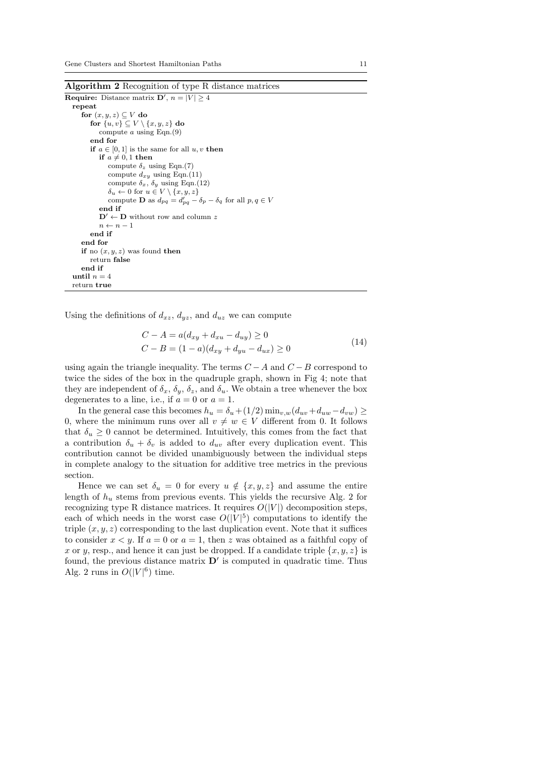**Algorithm 2** Recognition of type R distance matrices

```
Require: Distance matrix D', n = |V| ≥ 4
  repeat
    for (x, y, z) ⊆ V do
      for {u, v} ⊆ V \ {x, y, z} do
        compute a using Eqn.(9)
      end for
      if a ∈ [0, 1] is the same for all u, v then
        if a ≠ 0, 1 then
          compute δ_z using Eqn.(7)
          compute d_xy using Eqn.(11)
          compute δ_x, δ_y using Eqn.(12)
          δ_u ← 0 for u ∈ V \ {x, y, z}
          compute D as d_pq = d'_pq − δ_p − δ_q for all p, q ∈ V
        end if
        D' ← D without row and column z
        n ← n − 1
      end if
    end for
    if no (x, y, z) was found then
      return false
    end if
  until n = 4
  return true
```

Using the definitions of $d_{xz}$, $d_{yz}$, and $d_{uz}$ we can compute

$$
\begin{aligned}
C - A &= a(d_{xy} + d_{xu} - d_{uy}) \geq 0 \\
C - B &= (1 - a)(d_{xy} + d_{yu} - d_{ux}) \geq 0
\end{aligned}
\tag{14}
$$

using again the triangle inequality. The terms $C - A$ and $C - B$ correspond to twice the sides of the box in the quadruple graph, shown in Fig 4; note that they are independent of $\delta_x$, $\delta_y$, $\delta_z$, and $\delta_u$. We obtain a tree whenever the box degenerates to a line, i.e., if $a = 0$ or $a = 1$.

In the general case this becomes $h_u = \delta_u + (1/2)\min_{v,w}(d_{uv} + d_{uw} - d_{vw}) \geq 0$, where the minimum runs over all $v \neq w \in V$ different from 0. It follows that $\delta_u \geq 0$ cannot be determined. Intuitively, this comes from the fact that a contribution $\delta_u + \delta_v$ is added to $d_{uv}$ after every duplication event. This contribution cannot be divided unambiguously between the individual steps in complete analogy to the situation for additive tree metrics in the previous section.

Hence we can set $\delta_u = 0$ for every $u \notin \{x, y, z\}$ and assume the entire length of $h_u$ stems from previous events. This yields the recursive Alg. 2 for recognizing type R distance matrices. It requires $O(|V|)$ decomposition steps, each of which needs in the worst case $O(|V|^5)$ computations to identify the triple $(x, y, z)$ corresponding to the last duplication event. Note that it suffices to consider $x < y$. If $a = 0$ or $a = 1$, then $z$ was obtained as a faithful copy of $x$ or $y$, resp., and hence it can just be dropped. If a candidate triple $\{x, y, z\}$ is found, the previous distance matrix $\mathbf{D'}$ is computed in quadratic time. Thus Alg. 2 runs in $O(|V|^6)$ time.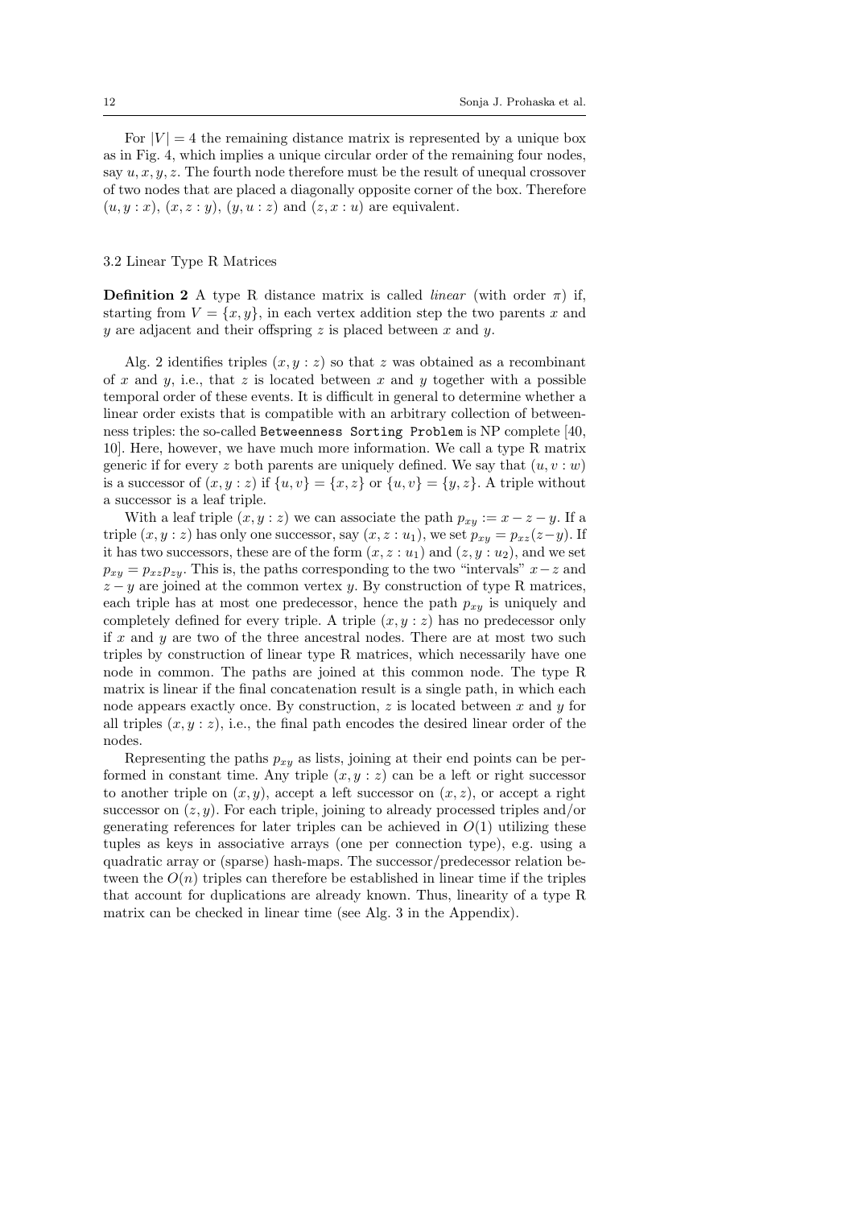For $|V| = 4$ the remaining distance matrix is represented by a unique box as in Fig. 4, which implies a unique circular order of the remaining four nodes, say $u, x, y, z$. The fourth node therefore must be the result of unequal crossover of two nodes that are placed a diagonally opposite corner of the box. Therefore $(u, y : x)$, $(x, z : y)$, $(y, u : z)$ and $(z, x : u)$ are equivalent.

### 3.2 Linear Type R Matrices

**Definition 2** A type R distance matrix is called *linear* (with order $\pi$) if, starting from $V = \{x, y\}$, in each vertex addition step the two parents $x$ and $y$ are adjacent and their offspring $z$ is placed between $x$ and $y$.

Alg. 2 identifies triples $(x, y : z)$ so that $z$ was obtained as a recombinant of $x$ and $y$, i.e., that $z$ is located between $x$ and $y$ together with a possible temporal order of these events. It is difficult in general to determine whether a linear order exists that is compatible with an arbitrary collection of betweenness triples: the so-called `Betweenness Sorting Problem` is NP complete [40, 10]. Here, however, we have much more information. We call a type R matrix generic if for every $z$ both parents are uniquely defined. We say that $(u, v : w)$ is a successor of $(x, y : z)$ if $\{u, v\} = \{x, z\}$ or $\{u, v\} = \{y, z\}$. A triple without a successor is a leaf triple.

With a leaf triple $(x, y : z)$ we can associate the path $p_{xy} := x - z - y$. If a triple $(x, y : z)$ has only one successor, say $(x, z : u_1)$, we set $p_{xy} = p_{xz}(z - y)$. If it has two successors, these are of the form $(x, z : u_1)$ and $(z, y : u_2)$, and we set $p_{xy} = p_{xz}p_{zy}$. This is, the paths corresponding to the two "intervals" $x - z$ and $z - y$ are joined at the common vertex $y$. By construction of type R matrices, each triple has at most one predecessor, hence the path $p_{xy}$ is uniquely and completely defined for every triple. A triple $(x, y : z)$ has no predecessor only if $x$ and $y$ are two of the three ancestral nodes. There are at most two such triples by construction of linear type R matrices, which necessarily have one node in common. The paths are joined at this common node. The type R matrix is linear if the final concatenation result is a single path, in which each node appears exactly once. By construction, $z$ is located between $x$ and $y$ for all triples $(x, y : z)$, i.e., the final path encodes the desired linear order of the nodes.

Representing the paths $p_{xy}$ as lists, joining at their end points can be performed in constant time. Any triple $(x, y : z)$ can be a left or right successor to another triple on $(x, y)$, accept a left successor on $(x, z)$, or accept a right successor on $(z, y)$. For each triple, joining to already processed triples and/or generating references for later triples can be achieved in $O(1)$ utilizing these tuples as keys in associative arrays (one per connection type), e.g. using a quadratic array or (sparse) hash-maps. The successor/predecessor relation between the $O(n)$ triples can therefore be established in linear time if the triples that account for duplications are already known. Thus, linearity of a type R matrix can be checked in linear time (see Alg. 3 in the Appendix).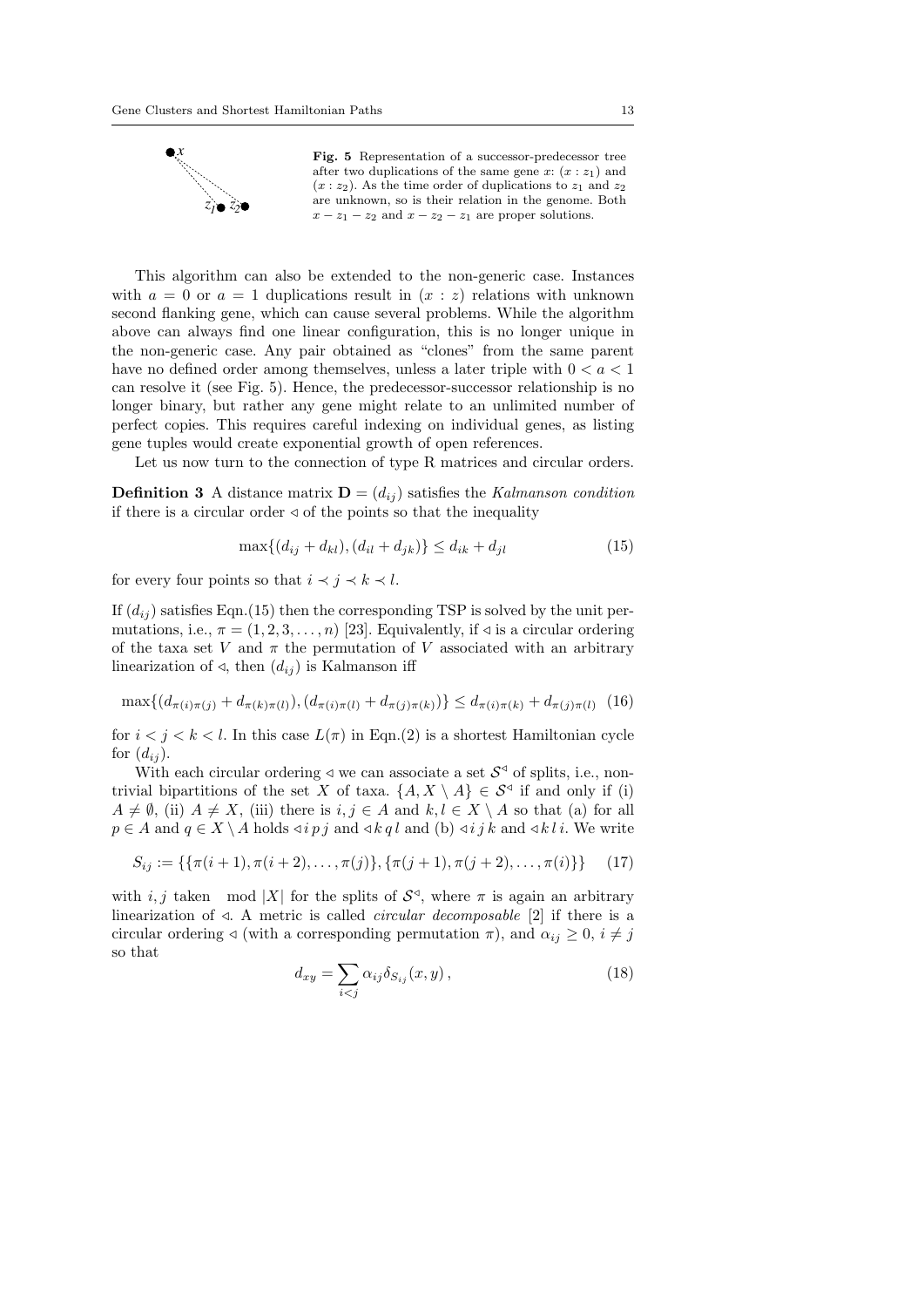**Fig. 5** Representation of a successor-predecessor tree after two duplications of the same gene $x$: $(x : z_1)$ and $(x : z_2)$. As the time order of duplications to $z_1$ and $z_2$ are unknown, so is their relation in the genome. Both $x - z_1 - z_2$ and $x - z_2 - z_1$ are proper solutions.

This algorithm can also be extended to the non-generic case. Instances with $a = 0$ or $a = 1$ duplications result in $(x : z)$ relations with unknown second flanking gene, which can cause several problems. While the algorithm above can always find one linear configuration, this is no longer unique in the non-generic case. Any pair obtained as "clones" from the same parent have no defined order among themselves, unless a later triple with $0 < a < 1$ can resolve it (see Fig. 5). Hence, the predecessor-successor relationship is no longer binary, but rather any gene might relate to an unlimited number of perfect copies. This requires careful indexing on individual genes, as listing gene tuples would create exponential growth of open references.

Let us now turn to the connection of type R matrices and circular orders.

**Definition 3** A distance matrix $\mathbf{D} = (d_{ij})$ satisfies the *Kalmanson condition* if there is a circular order $\triangleleft$ of the points so that the inequality

$$\max\{(d_{ij} + d_{kl}), (d_{il} + d_{jk})\} \leq d_{ik} + d_{jl} \tag{15}$$

for every four points so that $i \prec j \prec k \prec l$.

If $(d_{ij})$ satisfies Eqn.(15) then the corresponding TSP is solved by the unit permutations, i.e., $\pi = (1, 2, 3, \ldots, n)$ [23]. Equivalently, if $\triangleleft$ is a circular ordering of the taxa set $V$ and $\pi$ the permutation of $V$ associated with an arbitrary linearization of $\triangleleft$, then $(d_{ij})$ is Kalmanson iff

$$\max\{(d_{\pi(i)\pi(j)} + d_{\pi(k)\pi(l)}), (d_{\pi(i)\pi(l)} + d_{\pi(j)\pi(k)})\} \leq d_{\pi(i)\pi(k)} + d_{\pi(j)\pi(l)} \tag{16}$$

for $i < j < k < l$. In this case $L(\pi)$ in Eqn.(2) is a shortest Hamiltonian cycle for $(d_{ij})$.

With each circular ordering $\triangleleft$ we can associate a set $\mathcal{S}^{\triangleleft}$ of splits, i.e., non-trivial bipartitions of the set $X$ of taxa. $\{A, X \setminus A\} \in \mathcal{S}^{\triangleleft}$ if and only if (i) $A \neq \emptyset$, (ii) $A \neq X$, (iii) there is $i, j \in A$ and $k, l \in X \setminus A$ so that (a) for all $p \in A$ and $q \in X \setminus A$ holds $\triangleleft\, i\, p\, j$ and $\triangleleft\, k\, q\, l$ and (b) $\triangleleft\, i\, j\, k$ and $\triangleleft\, k\, l\, i$. We write

$$S_{ij} := \{\{\pi(i+1), \pi(i+2), \ldots, \pi(j)\}, \{\pi(j+1), \pi(j+2), \ldots, \pi(i)\}\} \tag{17}$$

with $i, j$ taken $\mod |X|$ for the splits of $\mathcal{S}^{\triangleleft}$, where $\pi$ is again an arbitrary linearization of $\triangleleft$. A metric is called *circular decomposable* [2] if there is a circular ordering $\triangleleft$ (with a corresponding permutation $\pi$), and $\alpha_{ij} \geq 0$, $i \neq j$ so that

$$d_{xy} = \sum_{i<j} \alpha_{ij} \delta_{S_{ij}}(x, y)\,, \tag{18}$$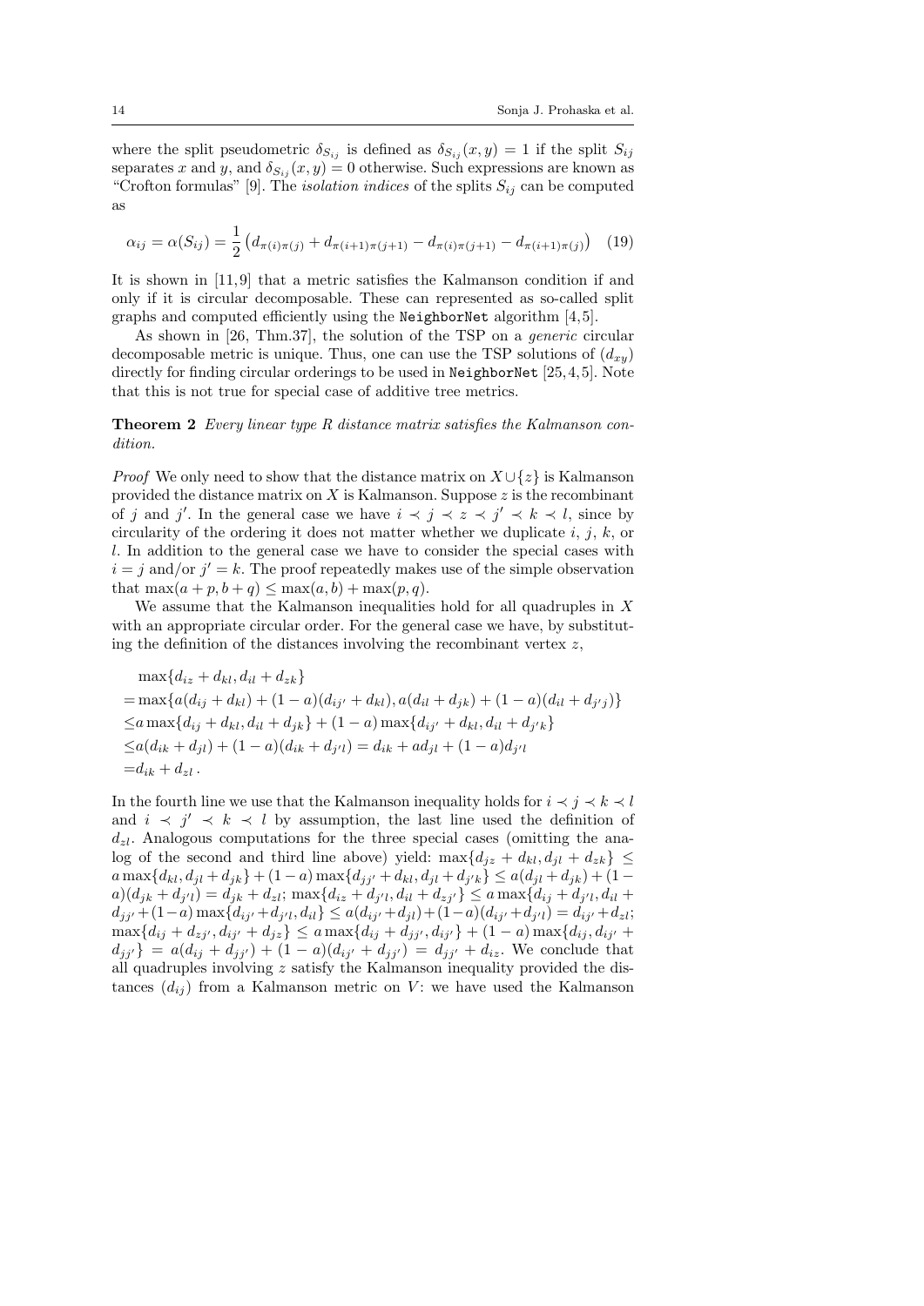where the split pseudometric $\delta_{S_{ij}}$ is defined as $\delta_{S_{ij}}(x,y)=1$ if the split $S_{ij}$ separates $x$ and $y$, and $\delta_{S_{ij}}(x,y)=0$ otherwise. Such expressions are known as "Crofton formulas" [9]. The *isolation indices* of the splits $S_{ij}$ can be computed as

$$\alpha_{ij}=\alpha(S_{ij})=\frac{1}{2}\left(d_{\pi(i)\pi(j)}+d_{\pi(i+1)\pi(j+1)}-d_{\pi(i)\pi(j+1)}-d_{\pi(i+1)\pi(j)}\right) \quad (19)$$

It is shown in [11,9] that a metric satisfies the Kalmanson condition if and only if it is circular decomposable. These can represented as so-called split graphs and computed efficiently using the `NeighborNet` algorithm [4,5].

As shown in [26, Thm.37], the solution of the TSP on a *generic* circular decomposable metric is unique. Thus, one can use the TSP solutions of $(d_{xy})$ directly for finding circular orderings to be used in `NeighborNet` [25,4,5]. Note that this is not true for special case of additive tree metrics.

**Theorem 2** *Every linear type R distance matrix satisfies the Kalmanson condition.*

*Proof* We only need to show that the distance matrix on $X\cup\{z\}$ is Kalmanson provided the distance matrix on $X$ is Kalmanson. Suppose $z$ is the recombinant of $j$ and $j'$. In the general case we have $i\prec j\prec z\prec j'\prec k\prec l$, since by circularity of the ordering it does not matter whether we duplicate $i$, $j$, $k$, or $l$. In addition to the general case we have to consider the special cases with $i=j$ and/or $j'=k$. The proof repeatedly makes use of the simple observation that $\max(a+p,b+q)\le\max(a,b)+\max(p,q)$.

We assume that the Kalmanson inequalities hold for all quadruples in $X$ with an appropriate circular order. For the general case we have, by substituting the definition of the distances involving the recombinant vertex $z$,

$$\begin{aligned}
&\max\{d_{iz}+d_{kl},d_{il}+d_{zk}\}\\
=&\max\{a(d_{ij}+d_{kl})+(1-a)(d_{ij'}+d_{kl}),a(d_{il}+d_{jk})+(1-a)(d_{il}+d_{j'j})\}\\
\le&a\max\{d_{ij}+d_{kl},d_{il}+d_{jk}\}+(1-a)\max\{d_{ij'}+d_{kl},d_{il}+d_{j'k}\}\\
\le&a(d_{ik}+d_{jl})+(1-a)(d_{ik}+d_{j'l})=d_{ik}+ad_{jl}+(1-a)d_{j'l}\\
=&d_{ik}+d_{zl}\,.
\end{aligned}$$

In the fourth line we use that the Kalmanson inequality holds for $i\prec j\prec k\prec l$ and $i\prec j'\prec k\prec l$ by assumption, the last line used the definition of $d_{zl}$. Analogous computations for the three special cases (omitting the analog of the second and third line above) yield: $\max\{d_{jz}+d_{kl},d_{jl}+d_{zk}\}\le a\max\{d_{kl},d_{jl}+d_{jk}\}+(1-a)\max\{d_{jj'}+d_{kl},d_{jl}+d_{j'k}\}\le a(d_{jl}+d_{jk})+(1-a)(d_{jk}+d_{j'l})=d_{jk}+d_{zl}$; $\max\{d_{iz}+d_{j'l},d_{il}+d_{zj'}\}\le a\max\{d_{ij}+d_{j'l},d_{il}+d_{jj'}+(1-a)\max\{d_{ij'}+d_{j'l},d_{il}\}\le a(d_{ij'}+d_{jl})+(1-a)(d_{ij'}+d_{j'l})=d_{ij'}+d_{zl}$; $\max\{d_{ij}+d_{zj'},d_{ij'}+d_{jz}\}\le a\max\{d_{ij}+d_{jj'},d_{ij'}\}+(1-a)\max\{d_{ij},d_{ij'}+d_{jj'}\}=a(d_{ij}+d_{jj'})+(1-a)(d_{ij'}+d_{jj'})=d_{jj'}+d_{iz}$. We conclude that all quadruples involving $z$ satisfy the Kalmanson inequality provided the distances $(d_{ij})$ from a Kalmanson metric on $V$: we have used the Kalmanson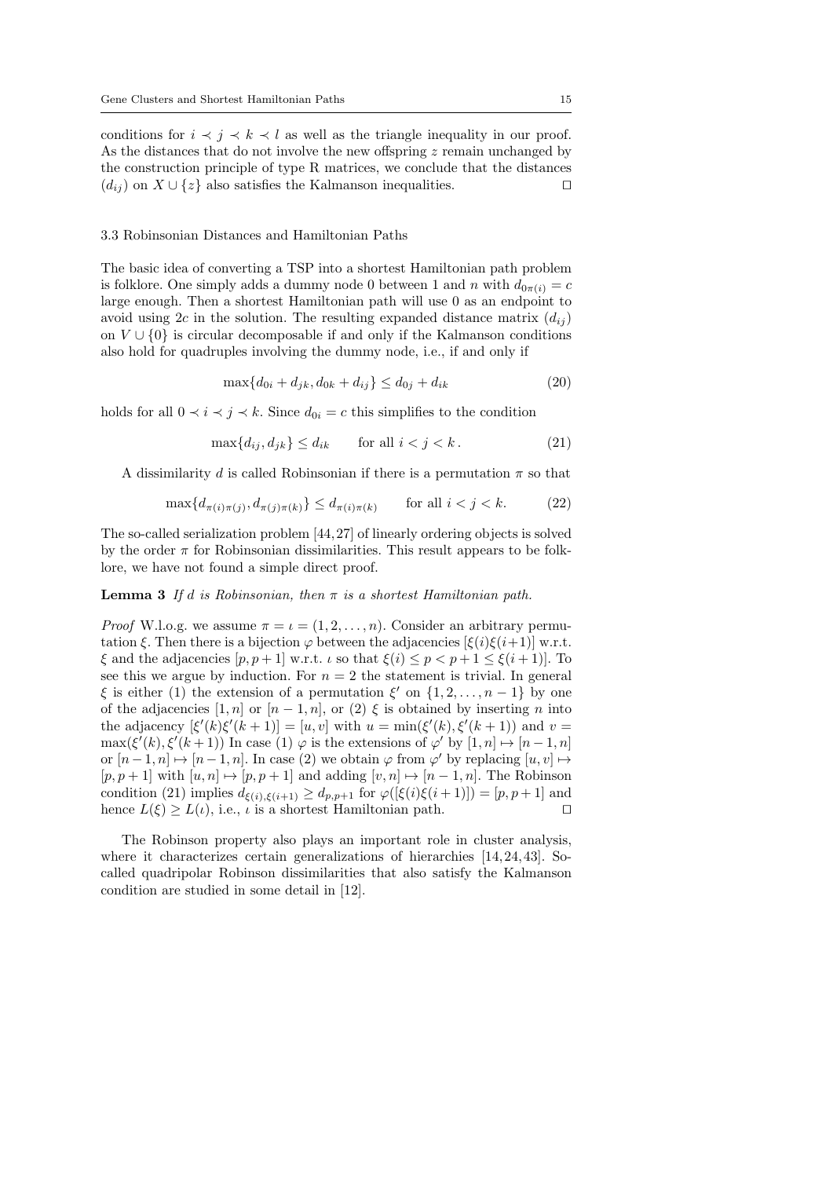conditions for $i \prec j \prec k \prec l$ as well as the triangle inequality in our proof. As the distances that do not involve the new offspring $z$ remain unchanged by the construction principle of type R matrices, we conclude that the distances $(d_{ij})$ on $X \cup \{z\}$ also satisfies the Kalmanson inequalities. ⊓⊔

### 3.3 Robinsonian Distances and Hamiltonian Paths

The basic idea of converting a TSP into a shortest Hamiltonian path problem is folklore. One simply adds a dummy node 0 between 1 and $n$ with $d_{0\pi(i)} = c$ large enough. Then a shortest Hamiltonian path will use 0 as an endpoint to avoid using $2c$ in the solution. The resulting expanded distance matrix $(d_{ij})$ on $V \cup \{0\}$ is circular decomposable if and only if the Kalmanson conditions also hold for quadruples involving the dummy node, i.e., if and only if

$$\max\{d_{0i} + d_{jk}, d_{0k} + d_{ij}\} \leq d_{0j} + d_{ik} \tag{20}$$

holds for all $0 \prec i \prec j \prec k$. Since $d_{0i} = c$ this simplifies to the condition

$$\max\{d_{ij}, d_{jk}\} \leq d_{ik} \qquad \text{for all } i < j < k\,. \tag{21}$$

A dissimilarity $d$ is called Robinsonian if there is a permutation $\pi$ so that

$$\max\{d_{\pi(i)\pi(j)}, d_{\pi(j)\pi(k)}\} \leq d_{\pi(i)\pi(k)} \qquad \text{for all } i < j < k. \tag{22}$$

The so-called serialization problem [44, 27] of linearly ordering objects is solved by the order $\pi$ for Robinsonian dissimilarities. This result appears to be folklore, we have not found a simple direct proof.

**Lemma 3** *If $d$ is Robinsonian, then $\pi$ is a shortest Hamiltonian path.*

*Proof* W.l.o.g. we assume $\pi = \iota = (1, 2, \ldots, n)$. Consider an arbitrary permutation $\xi$. Then there is a bijection $\varphi$ between the adjacencies $[\xi(i)\xi(i+1)]$ w.r.t. $\xi$ and the adjacencies $[p, p+1]$ w.r.t. $\iota$ so that $\xi(i) \leq p < p+1 \leq \xi(i+1)$]. To see this we argue by induction. For $n = 2$ the statement is trivial. In general $\xi$ is either (1) the extension of a permutation $\xi'$ on $\{1, 2, \ldots, n-1\}$ by one of the adjacencies $[1, n]$ or $[n-1, n]$, or (2) $\xi$ is obtained by inserting $n$ into the adjacency $[\xi'(k)\xi'(k+1)] = [u, v]$ with $u = \min(\xi'(k), \xi'(k+1))$ and $v = \max(\xi'(k), \xi'(k+1))$ In case (1) $\varphi$ is the extensions of $\varphi'$ by $[1, n] \mapsto [n-1, n]$ or $[n-1, n] \mapsto [n-1, n]$. In case (2) we obtain $\varphi$ from $\varphi'$ by replacing $[u, v] \mapsto [p, p+1]$ with $[u, n] \mapsto [p, p+1]$ and adding $[v, n] \mapsto [n-1, n]$. The Robinson condition (21) implies $d_{\xi(i),\xi(i+1)} \geq d_{p,p+1}$ for $\varphi([\xi(i)\xi(i+1)]) = [p, p+1]$ and hence $L(\xi) \geq L(\iota)$, i.e., $\iota$ is a shortest Hamiltonian path. ⊓⊔

The Robinson property also plays an important role in cluster analysis, where it characterizes certain generalizations of hierarchies [14, 24, 43]. So-called quadripolar Robinson dissimilarities that also satisfy the Kalmanson condition are studied in some detail in [12].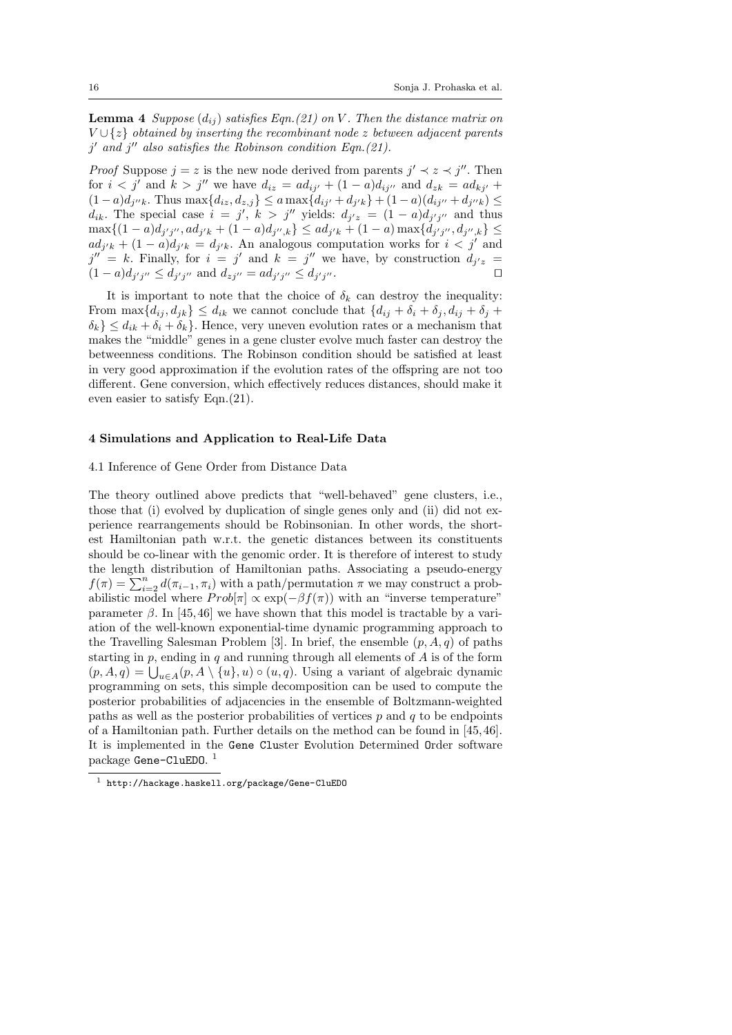**Lemma 4** *Suppose $(d_{ij})$ satisfies Eqn.(21) on $V$. Then the distance matrix on $V \cup \{z\}$ obtained by inserting the recombinant node $z$ between adjacent parents $j'$ and $j''$ also satisfies the Robinson condition Eqn.(21).*

*Proof* Suppose $j = z$ is the new node derived from parents $j' \prec z \prec j''$. Then for $i < j'$ and $k > j''$ we have $d_{iz} = ad_{ij'} + (1-a)d_{ij''}$ and $d_{zk} = ad_{kj'} + (1-a)d_{j''k}$. Thus $\max\{d_{iz}, d_{z,j}\} \leq a \max\{d_{ij'} + d_{j'k}\} + (1-a)(d_{ij''} + d_{j''k}) \leq d_{ik}$. The special case $i = j'$, $k > j''$ yields: $d_{j'z} = (1-a)d_{j'j''}$ and thus $\max\{(1-a)d_{j'j''}, ad_{j'k} + (1-a)d_{j'',k}\} \leq ad_{j'k} + (1-a)\max\{d_{j'j''}, d_{j'',k}\} \leq ad_{j'k} + (1-a)d_{j'k} = d_{j'k}$. An analogous computation works for $i < j'$ and $j'' = k$. Finally, for $i = j'$ and $k = j''$ we have, by construction $d_{j'z} = (1-a)d_{j'j''} \leq d_{j'j''}$ and $d_{zj''} = ad_{j'j''} \leq d_{j'j''}$. ☐

It is important to note that the choice of $\delta_k$ can destroy the inequality: From $\max\{d_{ij}, d_{jk}\} \leq d_{ik}$ we cannot conclude that $\{d_{ij} + \delta_i + \delta_j, d_{ij} + \delta_j + \delta_k\} \leq d_{ik} + \delta_i + \delta_k\}$. Hence, very uneven evolution rates or a mechanism that makes the "middle" genes in a gene cluster evolve much faster can destroy the betweenness conditions. The Robinson condition should be satisfied at least in very good approximation if the evolution rates of the offspring are not too different. Gene conversion, which effectively reduces distances, should make it even easier to satisfy Eqn.(21).

## 4 Simulations and Application to Real-Life Data

### 4.1 Inference of Gene Order from Distance Data

The theory outlined above predicts that "well-behaved" gene clusters, i.e., those that (i) evolved by duplication of single genes only and (ii) did not experience rearrangements should be Robinsonian. In other words, the shortest Hamiltonian path w.r.t. the genetic distances between its constituents should be co-linear with the genomic order. It is therefore of interest to study the length distribution of Hamiltonian paths. Associating a pseudo-energy $f(\pi) = \sum_{i=2}^{n} d(\pi_{i-1}, \pi_i)$ with a path/permutation $\pi$ we may construct a probabilistic model where $Prob[\pi] \propto \exp(-\beta f(\pi))$ with an "inverse temperature" parameter $\beta$. In [45,46] we have shown that this model is tractable by a variation of the well-known exponential-time dynamic programming approach to the Travelling Salesman Problem [3]. In brief, the ensemble $(p, A, q)$ of paths starting in $p$, ending in $q$ and running through all elements of $A$ is of the form $(p, A, q) = \bigcup_{u \in A}(p, A \setminus \{u\}, u) \circ (u, q)$. Using a variant of algebraic dynamic programming on sets, this simple decomposition can be used to compute the posterior probabilities of adjacencies in the ensemble of Boltzmann-weighted paths as well as the posterior probabilities of vertices $p$ and $q$ to be endpoints of a Hamiltonian path. Further details on the method can be found in [45,46]. It is implemented in the `Gene` `Clu`ster `E`volution `D`etermined `O`rder software package `Gene-CluEDO`. [1]

[1] `http://hackage.haskell.org/package/Gene-CluEDO`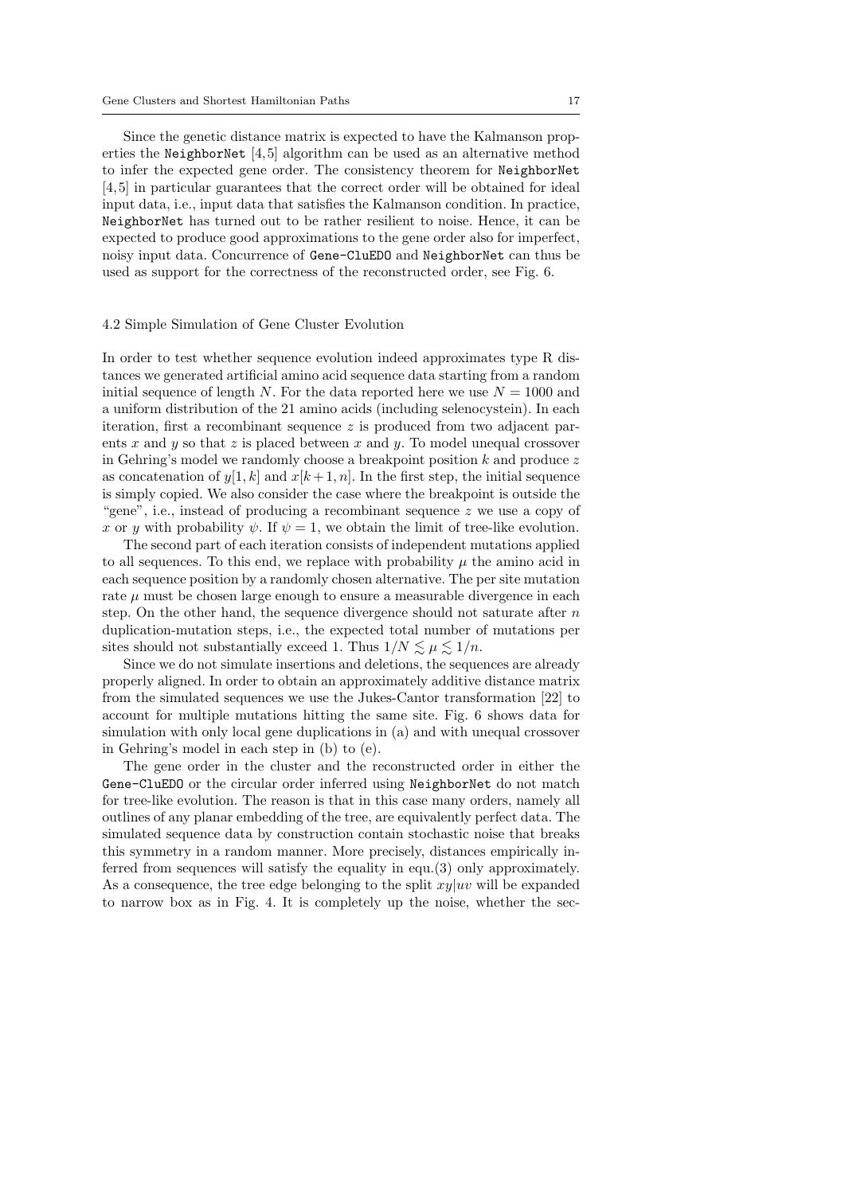Since the genetic distance matrix is expected to have the Kalmanson properties the `NeighborNet` [4,5] algorithm can be used as an alternative method to infer the expected gene order. The consistency theorem for `NeighborNet` [4,5] in particular guarantees that the correct order will be obtained for ideal input data, i.e., input data that satisfies the Kalmanson condition. In practice, `NeighborNet` has turned out to be rather resilient to noise. Hence, it can be expected to produce good approximations to the gene order also for imperfect, noisy input data. Concurrence of `Gene-CluEDO` and `NeighborNet` can thus be used as support for the correctness of the reconstructed order, see Fig. 6.

### 4.2 Simple Simulation of Gene Cluster Evolution

In order to test whether sequence evolution indeed approximates type R distances we generated artificial amino acid sequence data starting from a random initial sequence of length $N$. For the data reported here we use $N = 1000$ and a uniform distribution of the 21 amino acids (including selenocystein). In each iteration, first a recombinant sequence $z$ is produced from two adjacent parents $x$ and $y$ so that $z$ is placed between $x$ and $y$. To model unequal crossover in Gehring's model we randomly choose a breakpoint position $k$ and produce $z$ as concatenation of $y[1, k]$ and $x[k+1, n]$. In the first step, the initial sequence is simply copied. We also consider the case where the breakpoint is outside the "gene", i.e., instead of producing a recombinant sequence $z$ we use a copy of $x$ or $y$ with probability $\psi$. If $\psi = 1$, we obtain the limit of tree-like evolution.

The second part of each iteration consists of independent mutations applied to all sequences. To this end, we replace with probability $\mu$ the amino acid in each sequence position by a randomly chosen alternative. The per site mutation rate $\mu$ must be chosen large enough to ensure a measurable divergence in each step. On the other hand, the sequence divergence should not saturate after $n$ duplication-mutation steps, i.e., the expected total number of mutations per sites should not substantially exceed 1. Thus $1/N \lesssim \mu \lesssim 1/n$.

Since we do not simulate insertions and deletions, the sequences are already properly aligned. In order to obtain an approximately additive distance matrix from the simulated sequences we use the Jukes-Cantor transformation [22] to account for multiple mutations hitting the same site. Fig. 6 shows data for simulation with only local gene duplications in (a) and with unequal crossover in Gehring's model in each step in (b) to (e).

The gene order in the cluster and the reconstructed order in either the `Gene-CluEDO` or the circular order inferred using `NeighborNet` do not match for tree-like evolution. The reason is that in this case many orders, namely all outlines of any planar embedding of the tree, are equivalently perfect data. The simulated sequence data by construction contain stochastic noise that breaks this symmetry in a random manner. More precisely, distances empirically inferred from sequences will satisfy the equality in equ.(3) only approximately. As a consequence, the tree edge belonging to the split $xy|uv$ will be expanded to narrow box as in Fig. 4. It is completely up the noise, whether the sec-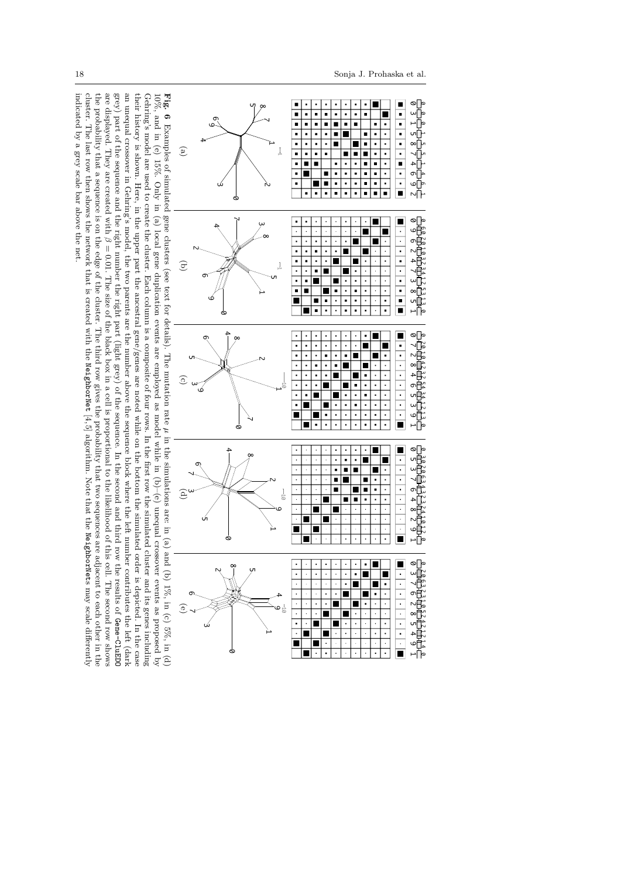**Fig. 6** Examples of simulated gene clusters (see text for details). The mutation rate $\mu$ in the simulations are: in (a) and (b) 1%, in (c) 5%, in (d) 10%, and in (e) 15%. Only in (a) local gene duplication events are employed as model while in (b)–(e) unequal crossover events as proposed by Gehring's model are used to create the cluster. Each column is a composite of four rows. In the first row the simulated cluster and its genes including their history is shown. Here, in the upper part the ancestral gene/genes are noted while on the bottom the simulated order is depicted. In the case an unequal crossover in Gehring's model, the two parents are the number above the sequence block where the left number contributes the left (dark grey) part of the sequence and the right number the right part (light grey) of the sequence. In the second and third row the results of Gene-CluEDO are displayed. They are created with $\beta = 0.01$. The size of the black box in a cell is proportional to the likelihood of this cell. The second row shows the probability that a sequence is on the edge of the cluster. The third row gives the probability that two sequences are adjacent to each other in the cluster. The last row then shows the network that is created with the NeighborNet [4,5] algorithm. Note that the NeighborNets may scale differently indicated by a grey scale bar above the net.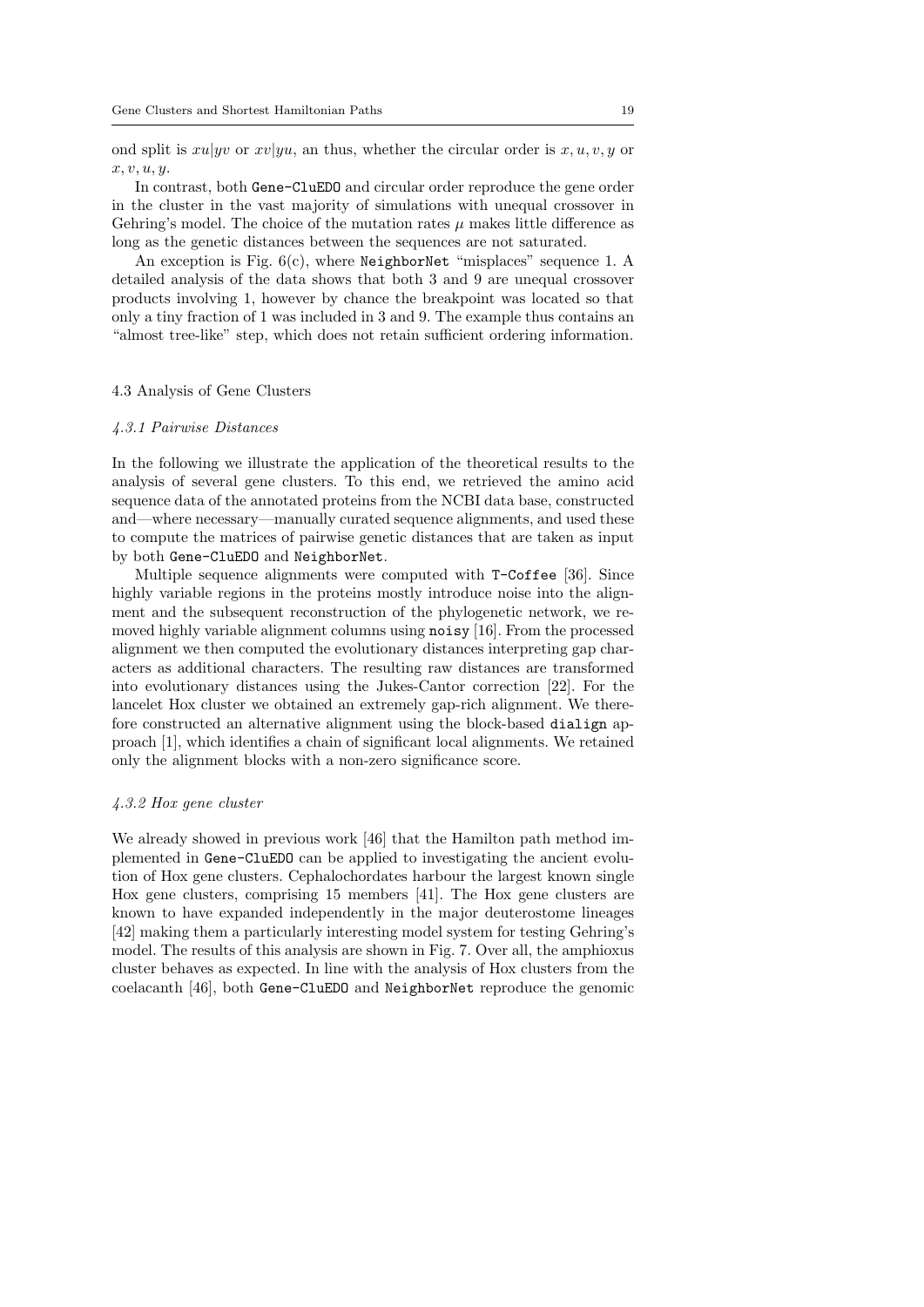ond split is $xu|yv$ or $xv|yu$, an thus, whether the circular order is $x, u, v, y$ or $x, v, u, y$.

In contrast, both Gene-CluEDO and circular order reproduce the gene order in the cluster in the vast majority of simulations with unequal crossover in Gehring's model. The choice of the mutation rates $\mu$ makes little difference as long as the genetic distances between the sequences are not saturated.

An exception is Fig. 6(c), where NeighborNet "misplaces" sequence 1. A detailed analysis of the data shows that both 3 and 9 are unequal crossover products involving 1, however by chance the breakpoint was located so that only a tiny fraction of 1 was included in 3 and 9. The example thus contains an "almost tree-like" step, which does not retain sufficient ordering information.

### 4.3 Analysis of Gene Clusters

#### *4.3.1 Pairwise Distances*

In the following we illustrate the application of the theoretical results to the analysis of several gene clusters. To this end, we retrieved the amino acid sequence data of the annotated proteins from the NCBI data base, constructed and—where necessary—manually curated sequence alignments, and used these to compute the matrices of pairwise genetic distances that are taken as input by both Gene-CluEDO and NeighborNet.

Multiple sequence alignments were computed with T-Coffee [36]. Since highly variable regions in the proteins mostly introduce noise into the alignment and the subsequent reconstruction of the phylogenetic network, we removed highly variable alignment columns using noisy [16]. From the processed alignment we then computed the evolutionary distances interpreting gap characters as additional characters. The resulting raw distances are transformed into evolutionary distances using the Jukes-Cantor correction [22]. For the lancelet Hox cluster we obtained an extremely gap-rich alignment. We therefore constructed an alternative alignment using the block-based dialign approach [1], which identifies a chain of significant local alignments. We retained only the alignment blocks with a non-zero significance score.

#### *4.3.2 Hox gene cluster*

We already showed in previous work [46] that the Hamilton path method implemented in Gene-CluEDO can be applied to investigating the ancient evolution of Hox gene clusters. Cephalochordates harbour the largest known single Hox gene clusters, comprising 15 members [41]. The Hox gene clusters are known to have expanded independently in the major deuterostome lineages [42] making them a particularly interesting model system for testing Gehring's model. The results of this analysis are shown in Fig. 7. Over all, the amphioxus cluster behaves as expected. In line with the analysis of Hox clusters from the coelacanth [46], both Gene-CluEDO and NeighborNet reproduce the genomic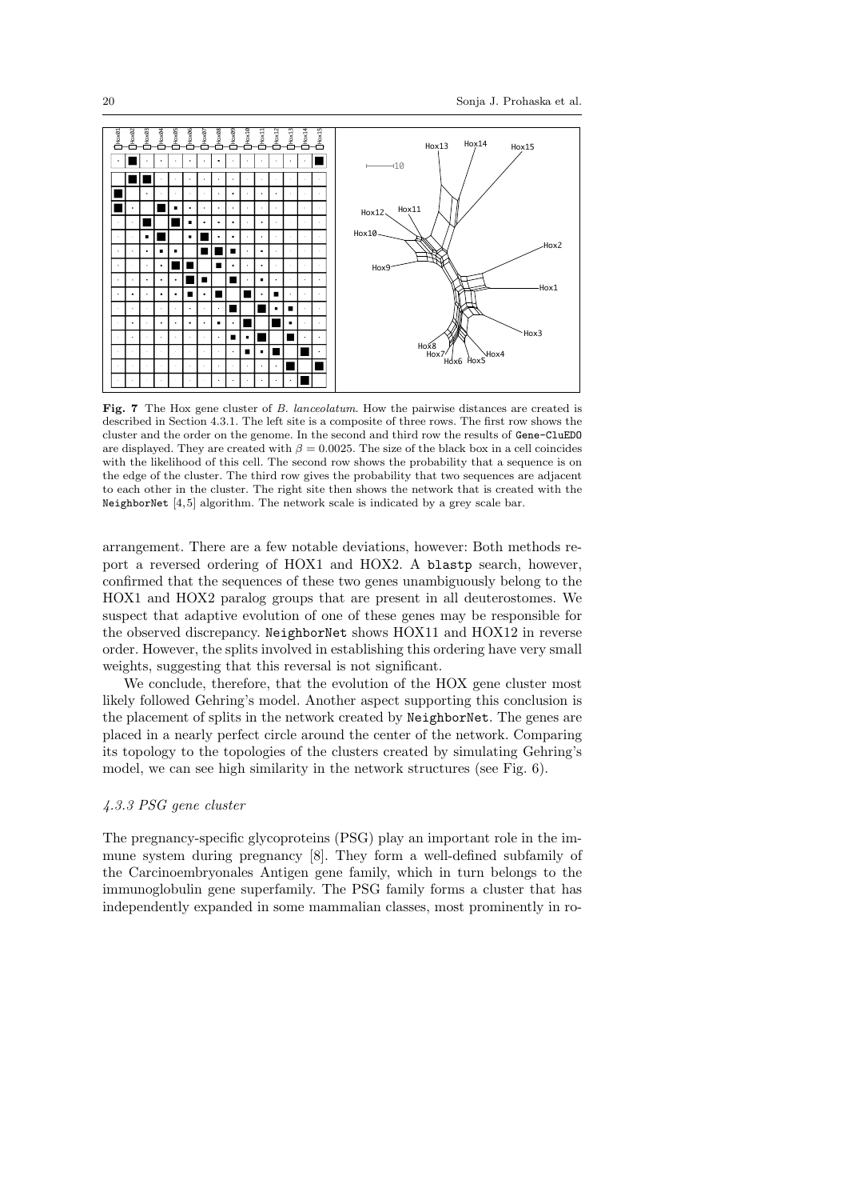**Fig. 7** The Hox gene cluster of *B. lanceolatum*. How the pairwise distances are created is described in Section 4.3.1. The left site is a composite of three rows. The first row shows the cluster and the order on the genome. In the second and third row the results of `Gene-CluEDO` are displayed. They are created with $\beta = 0.0025$. The size of the black box in a cell coincides with the likelihood of this cell. The second row shows the probability that a sequence is on the edge of the cluster. The third row gives the probability that two sequences are adjacent to each other in the cluster. The right site then shows the network that is created with the `NeighborNet` [4,5] algorithm. The network scale is indicated by a grey scale bar.

arrangement. There are a few notable deviations, however: Both methods report a reversed ordering of HOX1 and HOX2. A `blastp` search, however, confirmed that the sequences of these two genes unambiguously belong to the HOX1 and HOX2 paralog groups that are present in all deuterostomes. We suspect that adaptive evolution of one of these genes may be responsible for the observed discrepancy. `NeighborNet` shows HOX11 and HOX12 in reverse order. However, the splits involved in establishing this ordering have very small weights, suggesting that this reversal is not significant.

We conclude, therefore, that the evolution of the HOX gene cluster most likely followed Gehring's model. Another aspect supporting this conclusion is the placement of splits in the network created by `NeighborNet`. The genes are placed in a nearly perfect circle around the center of the network. Comparing its topology to the topologies of the clusters created by simulating Gehring's model, we can see high similarity in the network structures (see Fig. 6).

### *4.3.3 PSG gene cluster*

The pregnancy-specific glycoproteins (PSG) play an important role in the immune system during pregnancy [8]. They form a well-defined subfamily of the Carcinoembryonales Antigen gene family, which in turn belongs to the immunoglobulin gene superfamily. The PSG family forms a cluster that has independently expanded in some mammalian classes, most prominently in ro-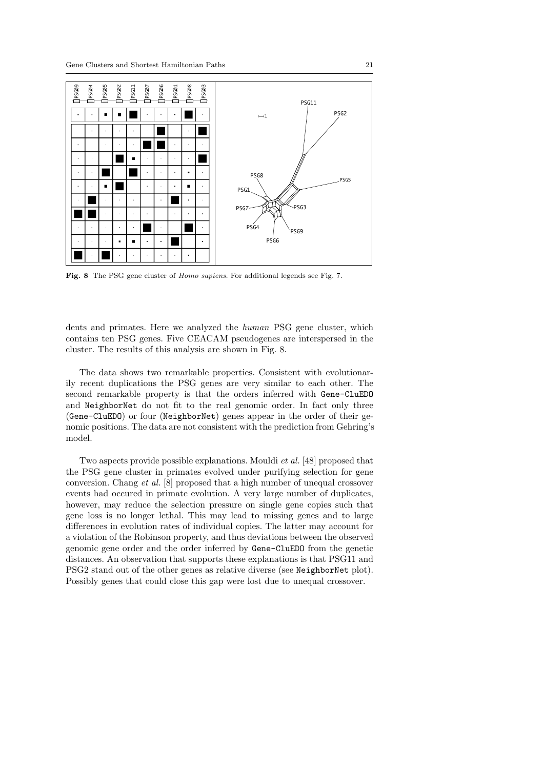**Fig. 8** The PSG gene cluster of *Homo sapiens*. For additional legends see Fig. 7.

dents and primates. Here we analyzed the *human* PSG gene cluster, which contains ten PSG genes. Five CEACAM pseudogenes are interspersed in the cluster. The results of this analysis are shown in Fig. 8.

The data shows two remarkable properties. Consistent with evolutionarily recent duplications the PSG genes are very similar to each other. The second remarkable property is that the orders inferred with `Gene-CluEDO` and `NeighborNet` do not fit to the real genomic order. In fact only three (`Gene-CluEDO`) or four (`NeighborNet`) genes appear in the order of their genomic positions. The data are not consistent with the prediction from Gehring's model.

Two aspects provide possible explanations. Mouldi *et al.* [48] proposed that the PSG gene cluster in primates evolved under purifying selection for gene conversion. Chang *et al.* [8] proposed that a high number of unequal crossover events had occured in primate evolution. A very large number of duplicates, however, may reduce the selection pressure on single gene copies such that gene loss is no longer lethal. This may lead to missing genes and to large differences in evolution rates of individual copies. The latter may account for a violation of the Robinson property, and thus deviations between the observed genomic gene order and the order inferred by `Gene-CluEDO` from the genetic distances. An observation that supports these explanations is that PSG11 and PSG2 stand out of the other genes as relative diverse (see `NeighborNet` plot). Possibly genes that could close this gap were lost due to unequal crossover.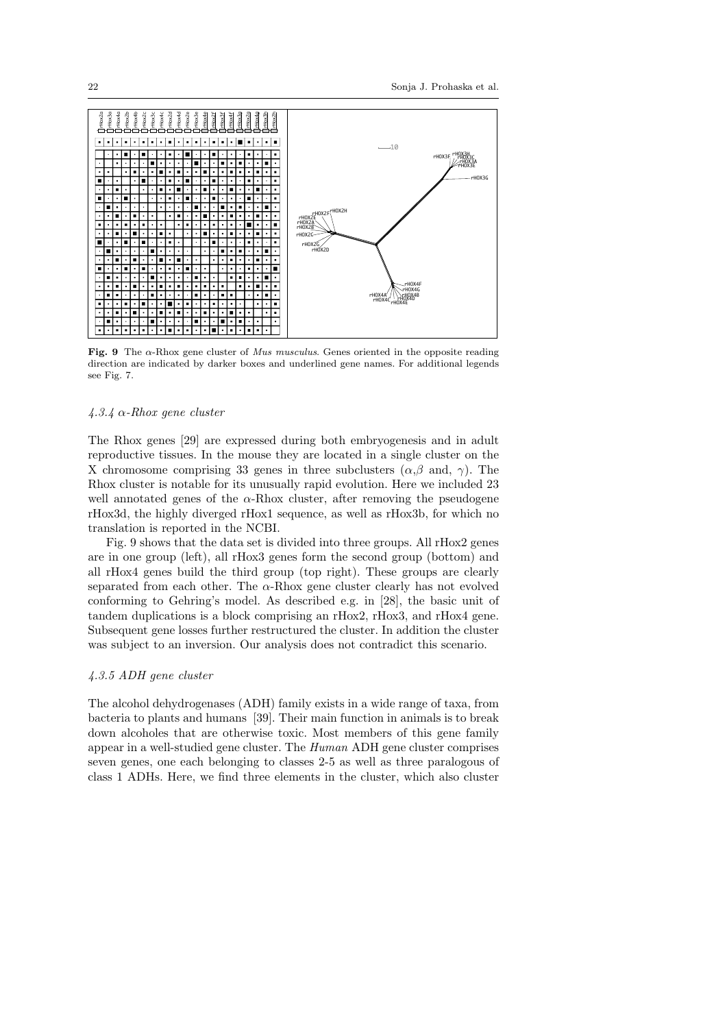**Fig. 9** The $\alpha$-Rhox gene cluster of *Mus musculus*. Genes oriented in the opposite reading direction are indicated by darker boxes and underlined gene names. For additional legends see Fig. 7.

#### 4.3.4 $\alpha$-Rhox gene cluster

The Rhox genes [29] are expressed during both embryogenesis and in adult reproductive tissues. In the mouse they are located in a single cluster on the X chromosome comprising 33 genes in three subclusters ($\alpha$,$\beta$ and, $\gamma$). The Rhox cluster is notable for its unusually rapid evolution. Here we included 23 well annotated genes of the $\alpha$-Rhox cluster, after removing the pseudogene rHox3d, the highly diverged rHox1 sequence, as well as rHox3b, for which no translation is reported in the NCBI.

Fig. 9 shows that the data set is divided into three groups. All rHox2 genes are in one group (left), all rHox3 genes form the second group (bottom) and all rHox4 genes build the third group (top right). These groups are clearly separated from each other. The $\alpha$-Rhox gene cluster clearly has not evolved conforming to Gehring's model. As described e.g. in [28], the basic unit of tandem duplications is a block comprising an rHox2, rHox3, and rHox4 gene. Subsequent gene losses further restructured the cluster. In addition the cluster was subject to an inversion. Our analysis does not contradict this scenario.

#### 4.3.5 ADH gene cluster

The alcohol dehydrogenases (ADH) family exists in a wide range of taxa, from bacteria to plants and humans [39]. Their main function in animals is to break down alcoholes that are otherwise toxic. Most members of this gene family appear in a well-studied gene cluster. The *Human* ADH gene cluster comprises seven genes, one each belonging to classes 2-5 as well as three paralogous of class 1 ADHs. Here, we find three elements in the cluster, which also cluster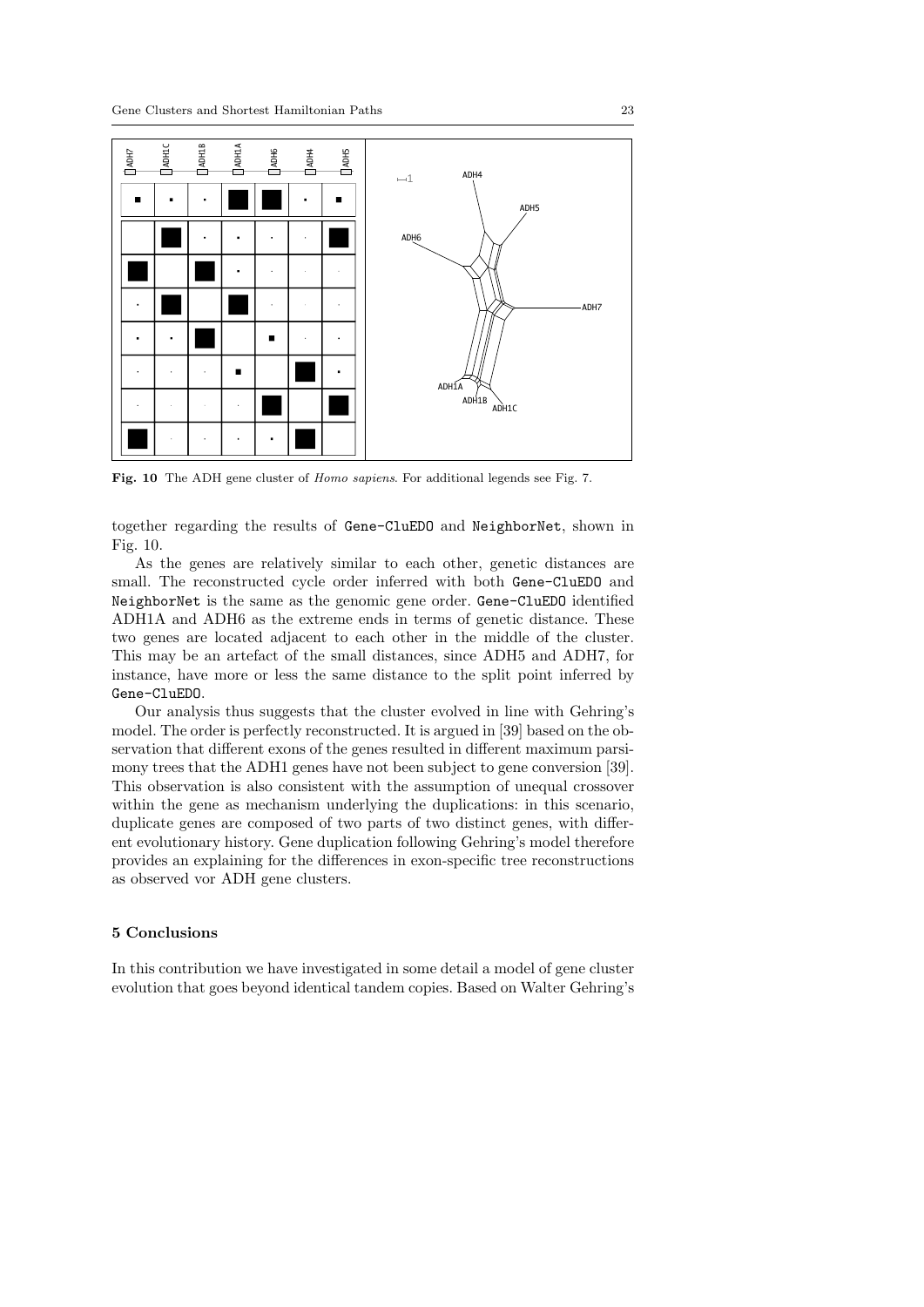**Fig. 10** The ADH gene cluster of *Homo sapiens*. For additional legends see Fig. 7.

together regarding the results of Gene-CluEDO and NeighborNet, shown in Fig. 10.

As the genes are relatively similar to each other, genetic distances are small. The reconstructed cycle order inferred with both Gene-CluEDO and NeighborNet is the same as the genomic gene order. Gene-CluEDO identified ADH1A and ADH6 as the extreme ends in terms of genetic distance. These two genes are located adjacent to each other in the middle of the cluster. This may be an artefact of the small distances, since ADH5 and ADH7, for instance, have more or less the same distance to the split point inferred by Gene-CluEDO.

Our analysis thus suggests that the cluster evolved in line with Gehring's model. The order is perfectly reconstructed. It is argued in [39] based on the observation that different exons of the genes resulted in different maximum parsimony trees that the ADH1 genes have not been subject to gene conversion [39]. This observation is also consistent with the assumption of unequal crossover within the gene as mechanism underlying the duplications: in this scenario, duplicate genes are composed of two parts of two distinct genes, with different evolutionary history. Gene duplication following Gehring's model therefore provides an explaining for the differences in exon-specific tree reconstructions as observed vor ADH gene clusters.

## 5 Conclusions

In this contribution we have investigated in some detail a model of gene cluster evolution that goes beyond identical tandem copies. Based on Walter Gehring's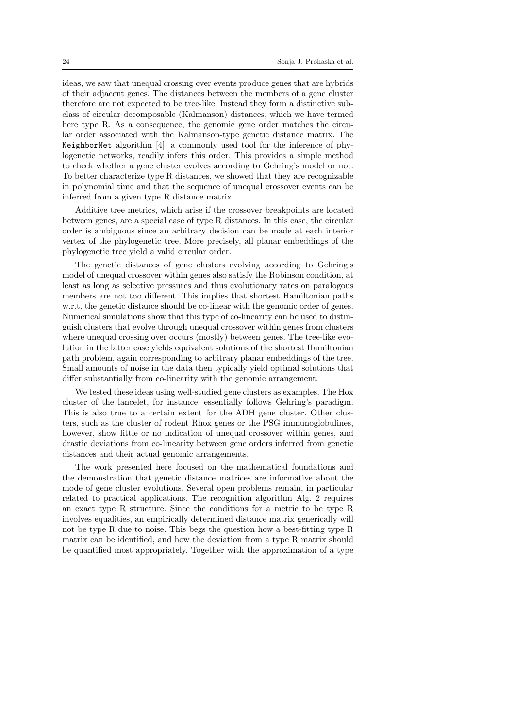ideas, we saw that unequal crossing over events produce genes that are hybrids of their adjacent genes. The distances between the members of a gene cluster therefore are not expected to be tree-like. Instead they form a distinctive subclass of circular decomposable (Kalmanson) distances, which we have termed here type R. As a consequence, the genomic gene order matches the circular order associated with the Kalmanson-type genetic distance matrix. The `NeighborNet` algorithm [4], a commonly used tool for the inference of phylogenetic networks, readily infers this order. This provides a simple method to check whether a gene cluster evolves according to Gehring's model or not. To better characterize type R distances, we showed that they are recognizable in polynomial time and that the sequence of unequal crossover events can be inferred from a given type R distance matrix.

Additive tree metrics, which arise if the crossover breakpoints are located between genes, are a special case of type R distances. In this case, the circular order is ambiguous since an arbitrary decision can be made at each interior vertex of the phylogenetic tree. More precisely, all planar embeddings of the phylogenetic tree yield a valid circular order.

The genetic distances of gene clusters evolving according to Gehring's model of unequal crossover within genes also satisfy the Robinson condition, at least as long as selective pressures and thus evolutionary rates on paralogous members are not too different. This implies that shortest Hamiltonian paths w.r.t. the genetic distance should be co-linear with the genomic order of genes. Numerical simulations show that this type of co-linearity can be used to distinguish clusters that evolve through unequal crossover within genes from clusters where unequal crossing over occurs (mostly) between genes. The tree-like evolution in the latter case yields equivalent solutions of the shortest Hamiltonian path problem, again corresponding to arbitrary planar embeddings of the tree. Small amounts of noise in the data then typically yield optimal solutions that differ substantially from co-linearity with the genomic arrangement.

We tested these ideas using well-studied gene clusters as examples. The Hox cluster of the lancelet, for instance, essentially follows Gehring's paradigm. This is also true to a certain extent for the ADH gene cluster. Other clusters, such as the cluster of rodent Rhox genes or the PSG immunoglobulines, however, show little or no indication of unequal crossover within genes, and drastic deviations from co-linearity between gene orders inferred from genetic distances and their actual genomic arrangements.

The work presented here focused on the mathematical foundations and the demonstration that genetic distance matrices are informative about the mode of gene cluster evolutions. Several open problems remain, in particular related to practical applications. The recognition algorithm Alg. 2 requires an exact type R structure. Since the conditions for a metric to be type R involves equalities, an empirically determined distance matrix generically will not be type R due to noise. This begs the question how a best-fitting type R matrix can be identified, and how the deviation from a type R matrix should be quantified most appropriately. Together with the approximation of a type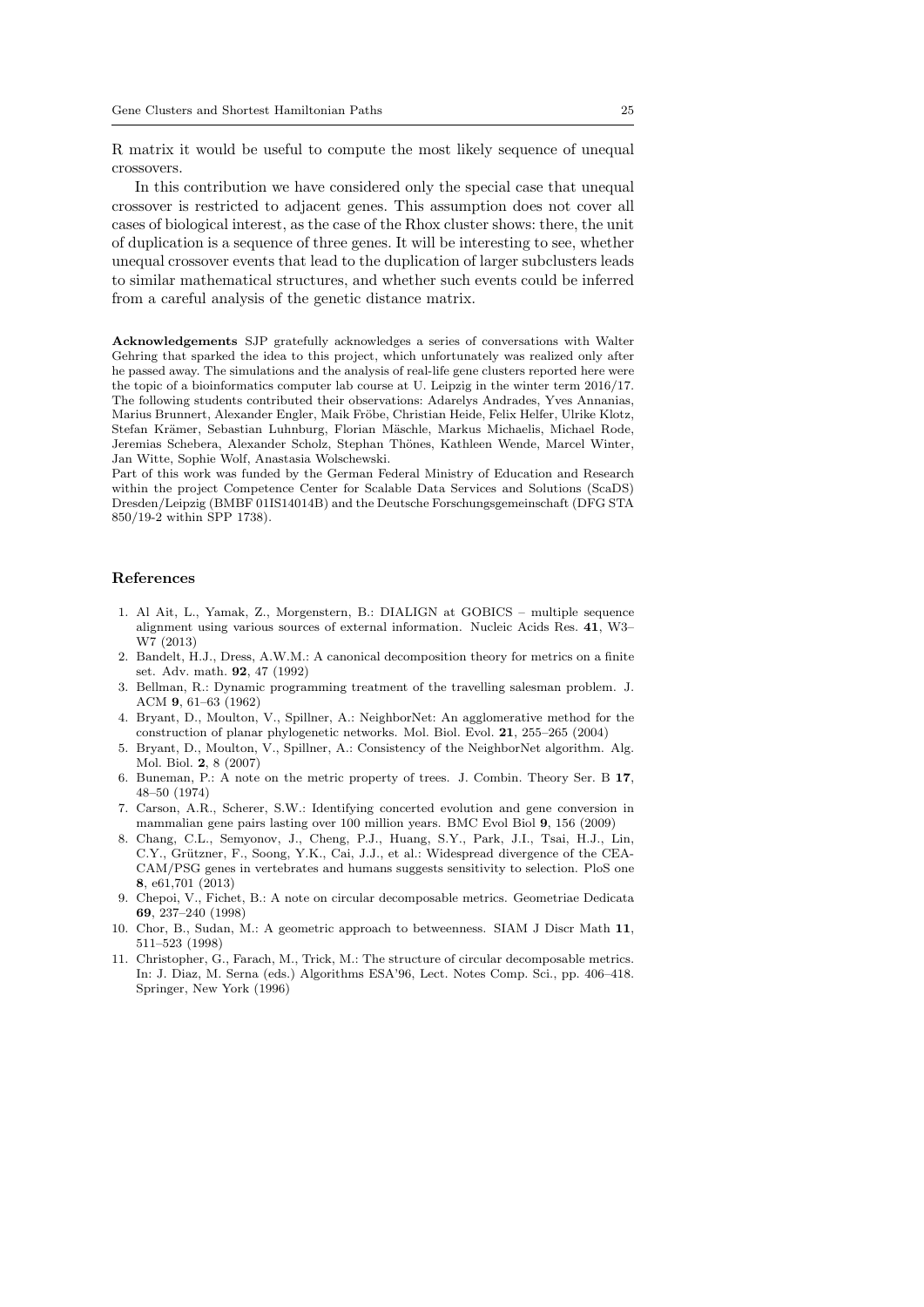R matrix it would be useful to compute the most likely sequence of unequal crossovers.

In this contribution we have considered only the special case that unequal crossover is restricted to adjacent genes. This assumption does not cover all cases of biological interest, as the case of the Rhox cluster shows: there, the unit of duplication is a sequence of three genes. It will be interesting to see, whether unequal crossover events that lead to the duplication of larger subclusters leads to similar mathematical structures, and whether such events could be inferred from a careful analysis of the genetic distance matrix.

**Acknowledgements** SJP gratefully acknowledges a series of conversations with Walter Gehring that sparked the idea to this project, which unfortunately was realized only after he passed away. The simulations and the analysis of real-life gene clusters reported here were the topic of a bioinformatics computer lab course at U. Leipzig in the winter term 2016/17. The following students contributed their observations: Adarelys Andrades, Yves Annanias, Marius Brunnert, Alexander Engler, Maik Fröbe, Christian Heide, Felix Helfer, Ulrike Klotz, Stefan Krämer, Sebastian Luhnburg, Florian Mäschle, Markus Michaelis, Michael Rode, Jeremias Schebera, Alexander Scholz, Stephan Thönes, Kathleen Wende, Marcel Winter, Jan Witte, Sophie Wolf, Anastasia Wolschewski.
Part of this work was funded by the German Federal Ministry of Education and Research within the project Competence Center for Scalable Data Services and Solutions (ScaDS) Dresden/Leipzig (BMBF 01IS14014B) and the Deutsche Forschungsgemeinschaft (DFG STA 850/19-2 within SPP 1738).

## References

1. Al Ait, L., Yamak, Z., Morgenstern, B.: DIALIGN at GOBICS – multiple sequence alignment using various sources of external information. Nucleic Acids Res. **41**, W3–W7 (2013)
2. Bandelt, H.J., Dress, A.W.M.: A canonical decomposition theory for metrics on a finite set. Adv. math. **92**, 47 (1992)
3. Bellman, R.: Dynamic programming treatment of the travelling salesman problem. J. ACM **9**, 61–63 (1962)
4. Bryant, D., Moulton, V., Spillner, A.: NeighborNet: An agglomerative method for the construction of planar phylogenetic networks. Mol. Biol. Evol. **21**, 255–265 (2004)
5. Bryant, D., Moulton, V., Spillner, A.: Consistency of the NeighborNet algorithm. Alg. Mol. Biol. **2**, 8 (2007)
6. Buneman, P.: A note on the metric property of trees. J. Combin. Theory Ser. B **17**, 48–50 (1974)
7. Carson, A.R., Scherer, S.W.: Identifying concerted evolution and gene conversion in mammalian gene pairs lasting over 100 million years. BMC Evol Biol **9**, 156 (2009)
8. Chang, C.L., Semyonov, J., Cheng, P.J., Huang, S.Y., Park, J.I., Tsai, H.J., Lin, C.Y., Grützner, F., Soong, Y.K., Cai, J.J., et al.: Widespread divergence of the CEACAM/PSG genes in vertebrates and humans suggests sensitivity to selection. PloS one **8**, e61,701 (2013)
9. Chepoi, V., Fichet, B.: A note on circular decomposable metrics. Geometriae Dedicata **69**, 237–240 (1998)
10. Chor, B., Sudan, M.: A geometric approach to betweenness. SIAM J Discr Math **11**, 511–523 (1998)
11. Christopher, G., Farach, M., Trick, M.: The structure of circular decomposable metrics. In: J. Diaz, M. Serna (eds.) Algorithms ESA'96, Lect. Notes Comp. Sci., pp. 406–418. Springer, New York (1996)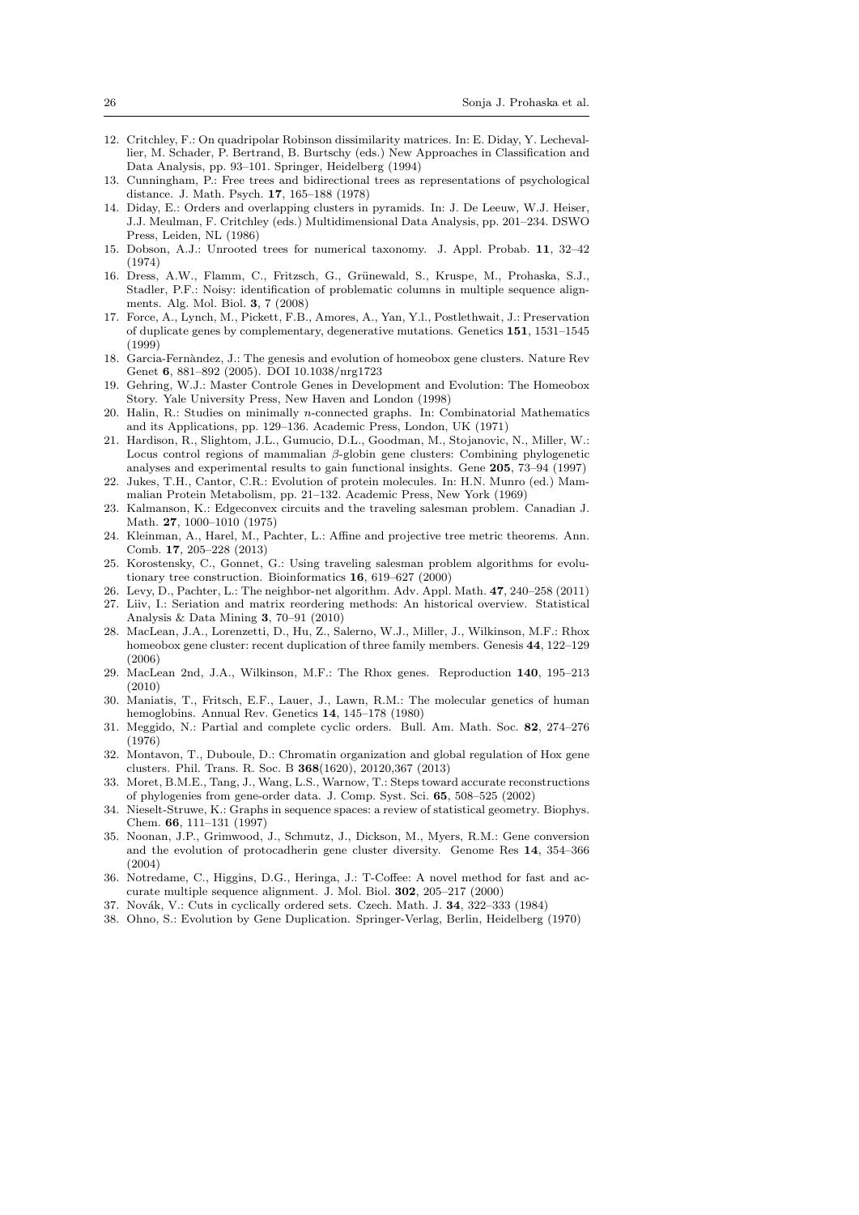12. Critchley, F.: On quadripolar Robinson dissimilarity matrices. In: E. Diday, Y. Lechevallier, M. Schader, P. Bertrand, B. Burtschy (eds.) New Approaches in Classification and Data Analysis, pp. 93–101. Springer, Heidelberg (1994)
13. Cunningham, P.: Free trees and bidirectional trees as representations of psychological distance. J. Math. Psych. **17**, 165–188 (1978)
14. Diday, E.: Orders and overlapping clusters in pyramids. In: J. De Leeuw, W.J. Heiser, J.J. Meulman, F. Critchley (eds.) Multidimensional Data Analysis, pp. 201–234. DSWO Press, Leiden, NL (1986)
15. Dobson, A.J.: Unrooted trees for numerical taxonomy. J. Appl. Probab. **11**, 32–42 (1974)
16. Dress, A.W., Flamm, C., Fritzsch, G., Grünewald, S., Kruspe, M., Prohaska, S.J., Stadler, P.F.: Noisy: identification of problematic columns in multiple sequence alignments. Alg. Mol. Biol. **3**, 7 (2008)
17. Force, A., Lynch, M., Pickett, F.B., Amores, A., Yan, Y.l., Postlethwait, J.: Preservation of duplicate genes by complementary, degenerative mutations. Genetics **151**, 1531–1545 (1999)
18. Garcia-Fernàndez, J.: The genesis and evolution of homeobox gene clusters. Nature Rev Genet **6**, 881–892 (2005). DOI 10.1038/nrg1723
19. Gehring, W.J.: Master Controle Genes in Development and Evolution: The Homeobox Story. Yale University Press, New Haven and London (1998)
20. Halin, R.: Studies on minimally $n$-connected graphs. In: Combinatorial Mathematics and its Applications, pp. 129–136. Academic Press, London, UK (1971)
21. Hardison, R., Slightom, J.L., Gumucio, D.L., Goodman, M., Stojanovic, N., Miller, W.: Locus control regions of mammalian $\beta$-globin gene clusters: Combining phylogenetic analyses and experimental results to gain functional insights. Gene **205**, 73–94 (1997)
22. Jukes, T.H., Cantor, C.R.: Evolution of protein molecules. In: H.N. Munro (ed.) Mammalian Protein Metabolism, pp. 21–132. Academic Press, New York (1969)
23. Kalmanson, K.: Edgeconvex circuits and the traveling salesman problem. Canadian J. Math. **27**, 1000–1010 (1975)
24. Kleinman, A., Harel, M., Pachter, L.: Affine and projective tree metric theorems. Ann. Comb. **17**, 205–228 (2013)
25. Korostensky, C., Gonnet, G.: Using traveling salesman problem algorithms for evolutionary tree construction. Bioinformatics **16**, 619–627 (2000)
26. Levy, D., Pachter, L.: The neighbor-net algorithm. Adv. Appl. Math. **47**, 240–258 (2011)
27. Liiv, I.: Seriation and matrix reordering methods: An historical overview. Statistical Analysis & Data Mining **3**, 70–91 (2010)
28. MacLean, J.A., Lorenzetti, D., Hu, Z., Salerno, W.J., Miller, J., Wilkinson, M.F.: Rhox homeobox gene cluster: recent duplication of three family members. Genesis **44**, 122–129 (2006)
29. MacLean 2nd, J.A., Wilkinson, M.F.: The Rhox genes. Reproduction **140**, 195–213 (2010)
30. Maniatis, T., Fritsch, E.F., Lauer, J., Lawn, R.M.: The molecular genetics of human hemoglobins. Annual Rev. Genetics **14**, 145–178 (1980)
31. Meggido, N.: Partial and complete cyclic orders. Bull. Am. Math. Soc. **82**, 274–276 (1976)
32. Montavon, T., Duboule, D.: Chromatin organization and global regulation of Hox gene clusters. Phil. Trans. R. Soc. B **368**(1620), 20120,367 (2013)
33. Moret, B.M.E., Tang, J., Wang, L.S., Warnow, T.: Steps toward accurate reconstructions of phylogenies from gene-order data. J. Comp. Syst. Sci. **65**, 508–525 (2002)
34. Nieselt-Struwe, K.: Graphs in sequence spaces: a review of statistical geometry. Biophys. Chem. **66**, 111–131 (1997)
35. Noonan, J.P., Grimwood, J., Schmutz, J., Dickson, M., Myers, R.M.: Gene conversion and the evolution of protocadherin gene cluster diversity. Genome Res **14**, 354–366 (2004)
36. Notredame, C., Higgins, D.G., Heringa, J.: T-Coffee: A novel method for fast and accurate multiple sequence alignment. J. Mol. Biol. **302**, 205–217 (2000)
37. Novák, V.: Cuts in cyclically ordered sets. Czech. Math. J. **34**, 322–333 (1984)
38. Ohno, S.: Evolution by Gene Duplication. Springer-Verlag, Berlin, Heidelberg (1970)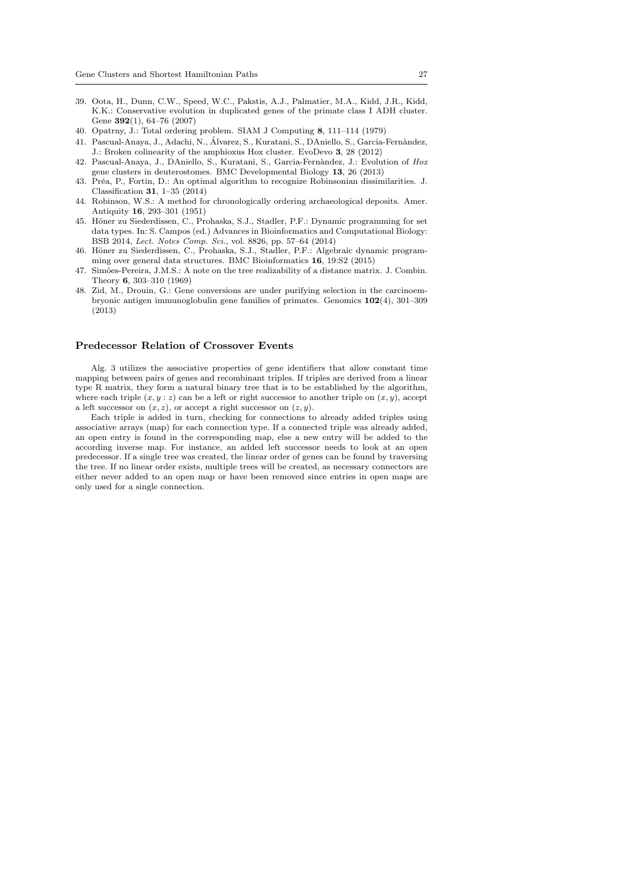39. Oota, H., Dunn, C.W., Speed, W.C., Pakstis, A.J., Palmatier, M.A., Kidd, J.R., Kidd, K.K.: Conservative evolution in duplicated genes of the primate class I ADH cluster. Gene **392**(1), 64–76 (2007)
40. Opatrny, J.: Total ordering problem. SIAM J Computing **8**, 111–114 (1979)
41. Pascual-Anaya, J., Adachi, N., Álvarez, S., Kuratani, S., DAniello, S., Garcia-Fernàndez, J.: Broken colinearity of the amphioxus Hox cluster. EvoDevo **3**, 28 (2012)
42. Pascual-Anaya, J., DAniello, S., Kuratani, S., Garcia-Fernàndez, J.: Evolution of *Hox* gene clusters in deuterostomes. BMC Developmental Biology **13**, 26 (2013)
43. Préa, P., Fortin, D.: An optimal algorithm to recognize Robinsonian dissimilarities. J. Classification **31**, 1–35 (2014)
44. Robinson, W.S.: A method for chronologically ordering archaeological deposits. Amer. Antiquity **16**, 293–301 (1951)
45. Höner zu Siederdissen, C., Prohaska, S.J., Stadler, P.F.: Dynamic programming for set data types. In: S. Campos (ed.) Advances in Bioinformatics and Computational Biology: BSB 2014, *Lect. Notes Comp. Sci.*, vol. 8826, pp. 57–64 (2014)
46. Höner zu Siederdissen, C., Prohaska, S.J., Stadler, P.F.: Algebraic dynamic programming over general data structures. BMC Bioinformatics **16**, 19:S2 (2015)
47. Simões-Pereira, J.M.S.: A note on the tree realizability of a distance matrix. J. Combin. Theory **6**, 303–310 (1969)
48. Zid, M., Drouin, G.: Gene conversions are under purifying selection in the carcinoembryonic antigen immunoglobulin gene families of primates. Genomics **102**(4), 301–309 (2013)

## Predecessor Relation of Crossover Events

Alg. 3 utilizes the associative properties of gene identifiers that allow constant time mapping between pairs of genes and recombinant triples. If triples are derived from a linear type R matrix, they form a natural binary tree that is to be established by the algorithm, where each triple $(x, y : z)$ can be a left or right successor to another triple on $(x, y)$, accept a left successor on $(x, z)$, or accept a right successor on $(z, y)$.

Each triple is added in turn, checking for connections to already added triples using associative arrays (map) for each connection type. If a connected triple was already added, an open entry is found in the corresponding map, else a new entry will be added to the according inverse map. For instance, an added left successor needs to look at an open predecessor. If a single tree was created, the linear order of genes can be found by traversing the tree. If no linear order exists, multiple trees will be created, as necessary connectors are either never added to an open map or have been removed since entries in open maps are only used for a single connection.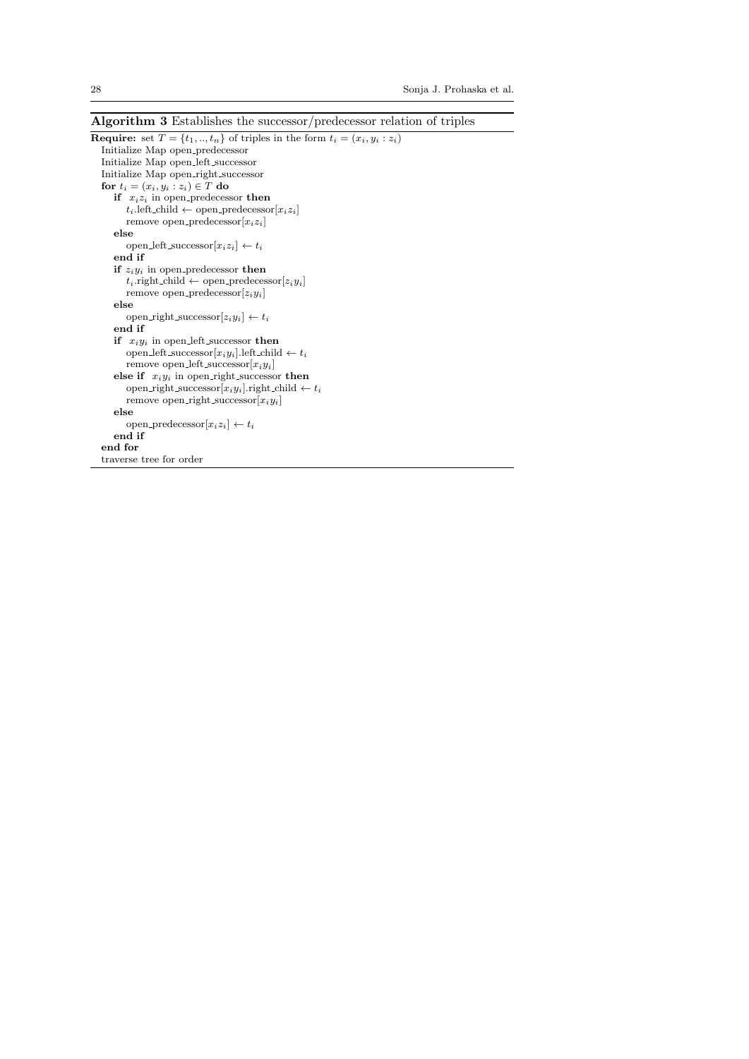**Algorithm 3** Establishes the successor/predecessor relation of triples

**Require:** set $T = \{t_1, .., t_n\}$ of triples in the form $t_i = (x_i, y_i : z_i)$

```
Initialize Map open_predecessor
Initialize Map open_left_successor
Initialize Map open_right_successor
for t_i = (x_i, y_i : z_i) ∈ T do
  if x_i z_i in open_predecessor then
    t_i.left_child ← open_predecessor[x_i z_i]
    remove open_predecessor[x_i z_i]
  else
    open_left_successor[x_i z_i] ← t_i
  end if
  if z_i y_i in open_predecessor then
    t_i.right_child ← open_predecessor[z_i y_i]
    remove open_predecessor[z_i y_i]
  else
    open_right_successor[z_i y_i] ← t_i
  end if
  if x_i y_i in open_left_successor then
    open_left_successor[x_i y_i].left_child ← t_i
    remove open_left_successor[x_i y_i]
  else if x_i y_i in open_right_successor then
    open_right_successor[x_i y_i].right_child ← t_i
    remove open_right_successor[x_i y_i]
  else
    open_predecessor[x_i z_i] ← t_i
  end if
end for
traverse tree for order
```